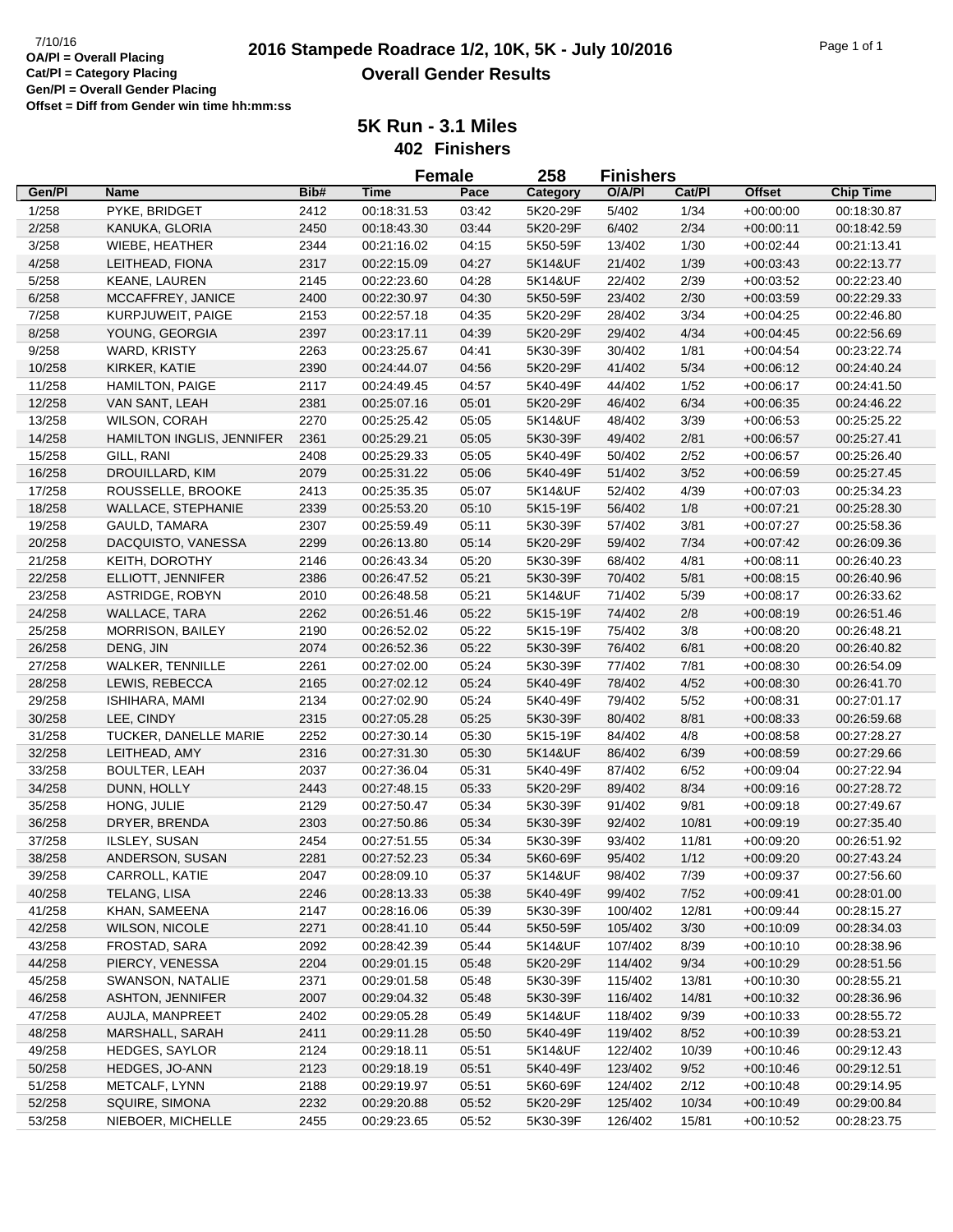OA/Pl = Overall Placing
Cat/Pl = Category Placing
Gen/Pl = Overall Gender Placing
Offset = Diff from Gender win time hh:mm:ss

# 2016 Stampede Roadrace 1/2, 10K, 5K - July 10/2016

## Overall Gender Results

### 5K Run - 3.1 Miles

**402 Finishers**

**Female 258 Finishers**

| Gen/Pl | Name | Bib# | Time | Pace | Category | O/A/Pl | Cat/Pl | Offset | Chip Time |
|---|---|---|---|---|---|---|---|---|---|
| 1/258 | PYKE, BRIDGET | 2412 | 00:18:31.53 | 03:42 | 5K20-29F | 5/402 | 1/34 | +00:00:00 | 00:18:30.87 |
| 2/258 | KANUKA, GLORIA | 2450 | 00:18:43.30 | 03:44 | 5K20-29F | 6/402 | 2/34 | +00:00:11 | 00:18:42.59 |
| 3/258 | WIEBE, HEATHER | 2344 | 00:21:16.02 | 04:15 | 5K50-59F | 13/402 | 1/30 | +00:02:44 | 00:21:13.41 |
| 4/258 | LEITHEAD, FIONA | 2317 | 00:22:15.09 | 04:27 | 5K14&UF | 21/402 | 1/39 | +00:03:43 | 00:22:13.77 |
| 5/258 | KEANE, LAUREN | 2145 | 00:22:23.60 | 04:28 | 5K14&UF | 22/402 | 2/39 | +00:03:52 | 00:22:23.40 |
| 6/258 | MCCAFFREY, JANICE | 2400 | 00:22:30.97 | 04:30 | 5K50-59F | 23/402 | 2/30 | +00:03:59 | 00:22:29.33 |
| 7/258 | KURPJUWEIT, PAIGE | 2153 | 00:22:57.18 | 04:35 | 5K20-29F | 28/402 | 3/34 | +00:04:25 | 00:22:46.80 |
| 8/258 | YOUNG, GEORGIA | 2397 | 00:23:17.11 | 04:39 | 5K20-29F | 29/402 | 4/34 | +00:04:45 | 00:22:56.69 |
| 9/258 | WARD, KRISTY | 2263 | 00:23:25.67 | 04:41 | 5K30-39F | 30/402 | 1/81 | +00:04:54 | 00:23:22.74 |
| 10/258 | KIRKER, KATIE | 2390 | 00:24:44.07 | 04:56 | 5K20-29F | 41/402 | 5/34 | +00:06:12 | 00:24:40.24 |
| 11/258 | HAMILTON, PAIGE | 2117 | 00:24:49.45 | 04:57 | 5K40-49F | 44/402 | 1/52 | +00:06:17 | 00:24:41.50 |
| 12/258 | VAN SANT, LEAH | 2381 | 00:25:07.16 | 05:01 | 5K20-29F | 46/402 | 6/34 | +00:06:35 | 00:24:46.22 |
| 13/258 | WILSON, CORAH | 2270 | 00:25:25.42 | 05:05 | 5K14&UF | 48/402 | 3/39 | +00:06:53 | 00:25:25.22 |
| 14/258 | HAMILTON INGLIS, JENNIFER | 2361 | 00:25:29.21 | 05:05 | 5K30-39F | 49/402 | 2/81 | +00:06:57 | 00:25:27.41 |
| 15/258 | GILL, RANI | 2408 | 00:25:29.33 | 05:05 | 5K40-49F | 50/402 | 2/52 | +00:06:57 | 00:25:26.40 |
| 16/258 | DROUILLARD, KIM | 2079 | 00:25:31.22 | 05:06 | 5K40-49F | 51/402 | 3/52 | +00:06:59 | 00:25:27.45 |
| 17/258 | ROUSSELLE, BROOKE | 2413 | 00:25:35.35 | 05:07 | 5K14&UF | 52/402 | 4/39 | +00:07:03 | 00:25:34.23 |
| 18/258 | WALLACE, STEPHANIE | 2339 | 00:25:53.20 | 05:10 | 5K15-19F | 56/402 | 1/8 | +00:07:21 | 00:25:28.30 |
| 19/258 | GAULD, TAMARA | 2307 | 00:25:59.49 | 05:11 | 5K30-39F | 57/402 | 3/81 | +00:07:27 | 00:25:58.36 |
| 20/258 | DACQUISTO, VANESSA | 2299 | 00:26:13.80 | 05:14 | 5K20-29F | 59/402 | 7/34 | +00:07:42 | 00:26:09.36 |
| 21/258 | KEITH, DOROTHY | 2146 | 00:26:43.34 | 05:20 | 5K30-39F | 68/402 | 4/81 | +00:08:11 | 00:26:40.23 |
| 22/258 | ELLIOTT, JENNIFER | 2386 | 00:26:47.52 | 05:21 | 5K30-39F | 70/402 | 5/81 | +00:08:15 | 00:26:40.96 |
| 23/258 | ASTRIDGE, ROBYN | 2010 | 00:26:48.58 | 05:21 | 5K14&UF | 71/402 | 5/39 | +00:08:17 | 00:26:33.62 |
| 24/258 | WALLACE, TARA | 2262 | 00:26:51.46 | 05:22 | 5K15-19F | 74/402 | 2/8 | +00:08:19 | 00:26:51.46 |
| 25/258 | MORRISON, BAILEY | 2190 | 00:26:52.02 | 05:22 | 5K15-19F | 75/402 | 3/8 | +00:08:20 | 00:26:48.21 |
| 26/258 | DENG, JIN | 2074 | 00:26:52.36 | 05:22 | 5K30-39F | 76/402 | 6/81 | +00:08:20 | 00:26:40.82 |
| 27/258 | WALKER, TENNILLE | 2261 | 00:27:02.00 | 05:24 | 5K30-39F | 77/402 | 7/81 | +00:08:30 | 00:26:54.09 |
| 28/258 | LEWIS, REBECCA | 2165 | 00:27:02.12 | 05:24 | 5K40-49F | 78/402 | 4/52 | +00:08:30 | 00:26:41.70 |
| 29/258 | ISHIHARA, MAMI | 2134 | 00:27:02.90 | 05:24 | 5K40-49F | 79/402 | 5/52 | +00:08:31 | 00:27:01.17 |
| 30/258 | LEE, CINDY | 2315 | 00:27:05.28 | 05:25 | 5K30-39F | 80/402 | 8/81 | +00:08:33 | 00:26:59.68 |
| 31/258 | TUCKER, DANELLE MARIE | 2252 | 00:27:30.14 | 05:30 | 5K15-19F | 84/402 | 4/8 | +00:08:58 | 00:27:28.27 |
| 32/258 | LEITHEAD, AMY | 2316 | 00:27:31.30 | 05:30 | 5K14&UF | 86/402 | 6/39 | +00:08:59 | 00:27:29.66 |
| 33/258 | BOULTER, LEAH | 2037 | 00:27:36.04 | 05:31 | 5K40-49F | 87/402 | 6/52 | +00:09:04 | 00:27:22.94 |
| 34/258 | DUNN, HOLLY | 2443 | 00:27:48.15 | 05:33 | 5K20-29F | 89/402 | 8/34 | +00:09:16 | 00:27:28.72 |
| 35/258 | HONG, JULIE | 2129 | 00:27:50.47 | 05:34 | 5K30-39F | 91/402 | 9/81 | +00:09:18 | 00:27:49.67 |
| 36/258 | DRYER, BRENDA | 2303 | 00:27:50.86 | 05:34 | 5K30-39F | 92/402 | 10/81 | +00:09:19 | 00:27:35.40 |
| 37/258 | ILSLEY, SUSAN | 2454 | 00:27:51.55 | 05:34 | 5K30-39F | 93/402 | 11/81 | +00:09:20 | 00:26:51.92 |
| 38/258 | ANDERSON, SUSAN | 2281 | 00:27:52.23 | 05:34 | 5K60-69F | 95/402 | 1/12 | +00:09:20 | 00:27:43.24 |
| 39/258 | CARROLL, KATIE | 2047 | 00:28:09.10 | 05:37 | 5K14&UF | 98/402 | 7/39 | +00:09:37 | 00:27:56.60 |
| 40/258 | TELANG, LISA | 2246 | 00:28:13.33 | 05:38 | 5K40-49F | 99/402 | 7/52 | +00:09:41 | 00:28:01.00 |
| 41/258 | KHAN, SAMEENA | 2147 | 00:28:16.06 | 05:39 | 5K30-39F | 100/402 | 12/81 | +00:09:44 | 00:28:15.27 |
| 42/258 | WILSON, NICOLE | 2271 | 00:28:41.10 | 05:44 | 5K50-59F | 105/402 | 3/30 | +00:10:09 | 00:28:34.03 |
| 43/258 | FROSTAD, SARA | 2092 | 00:28:42.39 | 05:44 | 5K14&UF | 107/402 | 8/39 | +00:10:10 | 00:28:38.96 |
| 44/258 | PIERCY, VENESSA | 2204 | 00:29:01.15 | 05:48 | 5K20-29F | 114/402 | 9/34 | +00:10:29 | 00:28:51.56 |
| 45/258 | SWANSON, NATALIE | 2371 | 00:29:01.58 | 05:48 | 5K30-39F | 115/402 | 13/81 | +00:10:30 | 00:28:55.21 |
| 46/258 | ASHTON, JENNIFER | 2007 | 00:29:04.32 | 05:48 | 5K30-39F | 116/402 | 14/81 | +00:10:32 | 00:28:36.96 |
| 47/258 | AUJLA, MANPREET | 2402 | 00:29:05.28 | 05:49 | 5K14&UF | 118/402 | 9/39 | +00:10:33 | 00:28:55.72 |
| 48/258 | MARSHALL, SARAH | 2411 | 00:29:11.28 | 05:50 | 5K40-49F | 119/402 | 8/52 | +00:10:39 | 00:28:53.21 |
| 49/258 | HEDGES, SAYLOR | 2124 | 00:29:18.11 | 05:51 | 5K14&UF | 122/402 | 10/39 | +00:10:46 | 00:29:12.43 |
| 50/258 | HEDGES, JO-ANN | 2123 | 00:29:18.19 | 05:51 | 5K40-49F | 123/402 | 9/52 | +00:10:46 | 00:29:12.51 |
| 51/258 | METCALF, LYNN | 2188 | 00:29:19.97 | 05:51 | 5K60-69F | 124/402 | 2/12 | +00:10:48 | 00:29:14.95 |
| 52/258 | SQUIRE, SIMONA | 2232 | 00:29:20.88 | 05:52 | 5K20-29F | 125/402 | 10/34 | +00:10:49 | 00:29:00.84 |
| 53/258 | NIEBOER, MICHELLE | 2455 | 00:29:23.65 | 05:52 | 5K30-39F | 126/402 | 15/81 | +00:10:52 | 00:28:23.75 |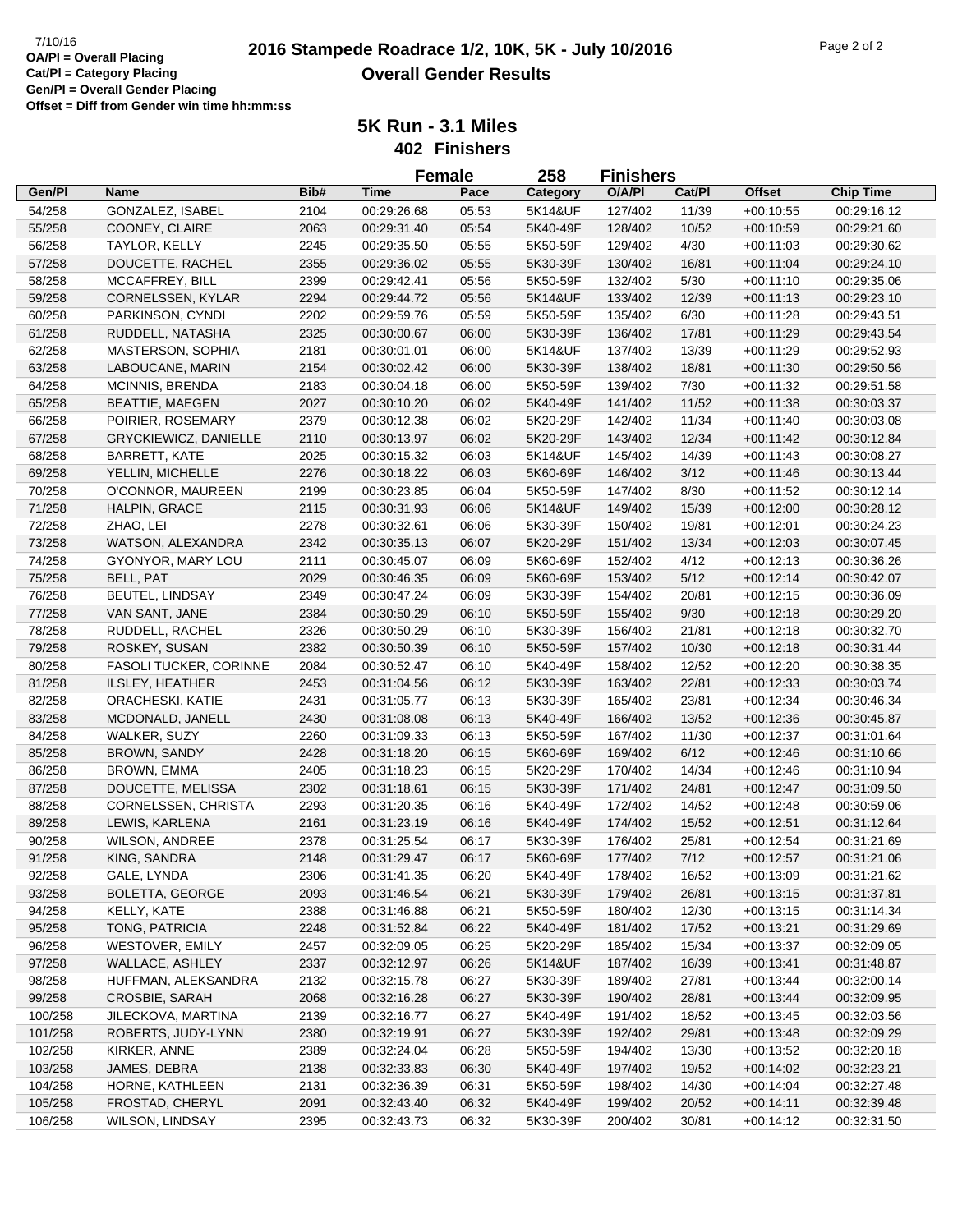7/10/16

**OA/Pl = Overall Placing**
**Cat/Pl = Category Placing**
**Gen/Pl = Overall Gender Placing**
**Offset = Diff from Gender win time hh:mm:ss**

# 2016 Stampede Roadrace 1/2, 10K, 5K - July 10/2016

## Overall Gender Results

### 5K Run - 3.1 Miles

**402 Finishers**

| | | | Female | | 258 | Finishers | | | |
|---|---|---|---|---|---|---|---|---|---|
| Gen/Pl | Name | Bib# | Time | Pace | Category | O/A/Pl | Cat/Pl | Offset | Chip Time |
| 54/258 | GONZALEZ, ISABEL | 2104 | 00:29:26.68 | 05:53 | 5K14&UF | 127/402 | 11/39 | +00:10:55 | 00:29:16.12 |
| 55/258 | COONEY, CLAIRE | 2063 | 00:29:31.40 | 05:54 | 5K40-49F | 128/402 | 10/52 | +00:10:59 | 00:29:21.60 |
| 56/258 | TAYLOR, KELLY | 2245 | 00:29:35.50 | 05:55 | 5K50-59F | 129/402 | 4/30 | +00:11:03 | 00:29:30.62 |
| 57/258 | DOUCETTE, RACHEL | 2355 | 00:29:36.02 | 05:55 | 5K30-39F | 130/402 | 16/81 | +00:11:04 | 00:29:24.10 |
| 58/258 | MCCAFFREY, BILL | 2399 | 00:29:42.41 | 05:56 | 5K50-59F | 132/402 | 5/30 | +00:11:10 | 00:29:35.06 |
| 59/258 | CORNELSSEN, KYLAR | 2294 | 00:29:44.72 | 05:56 | 5K14&UF | 133/402 | 12/39 | +00:11:13 | 00:29:23.10 |
| 60/258 | PARKINSON, CYNDI | 2202 | 00:29:59.76 | 05:59 | 5K50-59F | 135/402 | 6/30 | +00:11:28 | 00:29:43.51 |
| 61/258 | RUDDELL, NATASHA | 2325 | 00:30:00.67 | 06:00 | 5K30-39F | 136/402 | 17/81 | +00:11:29 | 00:29:43.54 |
| 62/258 | MASTERSON, SOPHIA | 2181 | 00:30:01.01 | 06:00 | 5K14&UF | 137/402 | 13/39 | +00:11:29 | 00:29:52.93 |
| 63/258 | LABOUCANE, MARIN | 2154 | 00:30:02.42 | 06:00 | 5K30-39F | 138/402 | 18/81 | +00:11:30 | 00:29:50.56 |
| 64/258 | MCINNIS, BRENDA | 2183 | 00:30:04.18 | 06:00 | 5K50-59F | 139/402 | 7/30 | +00:11:32 | 00:29:51.58 |
| 65/258 | BEATTIE, MAEGEN | 2027 | 00:30:10.20 | 06:02 | 5K40-49F | 141/402 | 11/52 | +00:11:38 | 00:30:03.37 |
| 66/258 | POIRIER, ROSEMARY | 2379 | 00:30:12.38 | 06:02 | 5K20-29F | 142/402 | 11/34 | +00:11:40 | 00:30:03.08 |
| 67/258 | GRYCKIEWICZ, DANIELLE | 2110 | 00:30:13.97 | 06:02 | 5K20-29F | 143/402 | 12/34 | +00:11:42 | 00:30:12.84 |
| 68/258 | BARRETT, KATE | 2025 | 00:30:15.32 | 06:03 | 5K14&UF | 145/402 | 14/39 | +00:11:43 | 00:30:08.27 |
| 69/258 | YELLIN, MICHELLE | 2276 | 00:30:18.22 | 06:03 | 5K60-69F | 146/402 | 3/12 | +00:11:46 | 00:30:13.44 |
| 70/258 | O'CONNOR, MAUREEN | 2199 | 00:30:23.85 | 06:04 | 5K50-59F | 147/402 | 8/30 | +00:11:52 | 00:30:12.14 |
| 71/258 | HALPIN, GRACE | 2115 | 00:30:31.93 | 06:06 | 5K14&UF | 149/402 | 15/39 | +00:12:00 | 00:30:28.12 |
| 72/258 | ZHAO, LEI | 2278 | 00:30:32.61 | 06:06 | 5K30-39F | 150/402 | 19/81 | +00:12:01 | 00:30:24.23 |
| 73/258 | WATSON, ALEXANDRA | 2342 | 00:30:35.13 | 06:07 | 5K20-29F | 151/402 | 13/34 | +00:12:03 | 00:30:07.45 |
| 74/258 | GYONYOR, MARY LOU | 2111 | 00:30:45.07 | 06:09 | 5K60-69F | 152/402 | 4/12 | +00:12:13 | 00:30:36.26 |
| 75/258 | BELL, PAT | 2029 | 00:30:46.35 | 06:09 | 5K60-69F | 153/402 | 5/12 | +00:12:14 | 00:30:42.07 |
| 76/258 | BEUTEL, LINDSAY | 2349 | 00:30:47.24 | 06:09 | 5K30-39F | 154/402 | 20/81 | +00:12:15 | 00:30:36.09 |
| 77/258 | VAN SANT, JANE | 2384 | 00:30:50.29 | 06:10 | 5K50-59F | 155/402 | 9/30 | +00:12:18 | 00:30:29.20 |
| 78/258 | RUDDELL, RACHEL | 2326 | 00:30:50.29 | 06:10 | 5K30-39F | 156/402 | 21/81 | +00:12:18 | 00:30:32.70 |
| 79/258 | ROSKEY, SUSAN | 2382 | 00:30:50.39 | 06:10 | 5K50-59F | 157/402 | 10/30 | +00:12:18 | 00:30:31.44 |
| 80/258 | FASOLI TUCKER, CORINNE | 2084 | 00:30:52.47 | 06:10 | 5K40-49F | 158/402 | 12/52 | +00:12:20 | 00:30:38.35 |
| 81/258 | ILSLEY, HEATHER | 2453 | 00:31:04.56 | 06:12 | 5K30-39F | 163/402 | 22/81 | +00:12:33 | 00:30:03.74 |
| 82/258 | ORACHESKI, KATIE | 2431 | 00:31:05.77 | 06:13 | 5K30-39F | 165/402 | 23/81 | +00:12:34 | 00:30:46.34 |
| 83/258 | MCDONALD, JANELL | 2430 | 00:31:08.08 | 06:13 | 5K40-49F | 166/402 | 13/52 | +00:12:36 | 00:30:45.87 |
| 84/258 | WALKER, SUZY | 2260 | 00:31:09.33 | 06:13 | 5K50-59F | 167/402 | 11/30 | +00:12:37 | 00:31:01.64 |
| 85/258 | BROWN, SANDY | 2428 | 00:31:18.20 | 06:15 | 5K60-69F | 169/402 | 6/12 | +00:12:46 | 00:31:10.66 |
| 86/258 | BROWN, EMMA | 2405 | 00:31:18.23 | 06:15 | 5K20-29F | 170/402 | 14/34 | +00:12:46 | 00:31:10.94 |
| 87/258 | DOUCETTE, MELISSA | 2302 | 00:31:18.61 | 06:15 | 5K30-39F | 171/402 | 24/81 | +00:12:47 | 00:31:09.50 |
| 88/258 | CORNELSSEN, CHRISTA | 2293 | 00:31:20.35 | 06:16 | 5K40-49F | 172/402 | 14/52 | +00:12:48 | 00:30:59.06 |
| 89/258 | LEWIS, KARLENA | 2161 | 00:31:23.19 | 06:16 | 5K40-49F | 174/402 | 15/52 | +00:12:51 | 00:31:12.64 |
| 90/258 | WILSON, ANDREE | 2378 | 00:31:25.54 | 06:17 | 5K30-39F | 176/402 | 25/81 | +00:12:54 | 00:31:21.69 |
| 91/258 | KING, SANDRA | 2148 | 00:31:29.47 | 06:17 | 5K60-69F | 177/402 | 7/12 | +00:12:57 | 00:31:21.06 |
| 92/258 | GALE, LYNDA | 2306 | 00:31:41.35 | 06:20 | 5K40-49F | 178/402 | 16/52 | +00:13:09 | 00:31:21.62 |
| 93/258 | BOLETTA, GEORGE | 2093 | 00:31:46.54 | 06:21 | 5K30-39F | 179/402 | 26/81 | +00:13:15 | 00:31:37.81 |
| 94/258 | KELLY, KATE | 2388 | 00:31:46.88 | 06:21 | 5K50-59F | 180/402 | 12/30 | +00:13:15 | 00:31:14.34 |
| 95/258 | TONG, PATRICIA | 2248 | 00:31:52.84 | 06:22 | 5K40-49F | 181/402 | 17/52 | +00:13:21 | 00:31:29.69 |
| 96/258 | WESTOVER, EMILY | 2457 | 00:32:09.05 | 06:25 | 5K20-29F | 185/402 | 15/34 | +00:13:37 | 00:32:09.05 |
| 97/258 | WALLACE, ASHLEY | 2337 | 00:32:12.97 | 06:26 | 5K14&UF | 187/402 | 16/39 | +00:13:41 | 00:31:48.87 |
| 98/258 | HUFFMAN, ALEKSANDRA | 2132 | 00:32:15.78 | 06:27 | 5K30-39F | 189/402 | 27/81 | +00:13:44 | 00:32:00.14 |
| 99/258 | CROSBIE, SARAH | 2068 | 00:32:16.28 | 06:27 | 5K30-39F | 190/402 | 28/81 | +00:13:44 | 00:32:09.95 |
| 100/258 | JILECKOVA, MARTINA | 2139 | 00:32:16.77 | 06:27 | 5K40-49F | 191/402 | 18/52 | +00:13:45 | 00:32:03.56 |
| 101/258 | ROBERTS, JUDY-LYNN | 2380 | 00:32:19.91 | 06:27 | 5K30-39F | 192/402 | 29/81 | +00:13:48 | 00:32:09.29 |
| 102/258 | KIRKER, ANNE | 2389 | 00:32:24.04 | 06:28 | 5K50-59F | 194/402 | 13/30 | +00:13:52 | 00:32:20.18 |
| 103/258 | JAMES, DEBRA | 2138 | 00:32:33.83 | 06:30 | 5K40-49F | 197/402 | 19/52 | +00:14:02 | 00:32:23.21 |
| 104/258 | HORNE, KATHLEEN | 2131 | 00:32:36.39 | 06:31 | 5K50-59F | 198/402 | 14/30 | +00:14:04 | 00:32:27.48 |
| 105/258 | FROSTAD, CHERYL | 2091 | 00:32:43.40 | 06:32 | 5K40-49F | 199/402 | 20/52 | +00:14:11 | 00:32:39.48 |
| 106/258 | WILSON, LINDSAY | 2395 | 00:32:43.73 | 06:32 | 5K30-39F | 200/402 | 30/81 | +00:14:12 | 00:32:31.50 |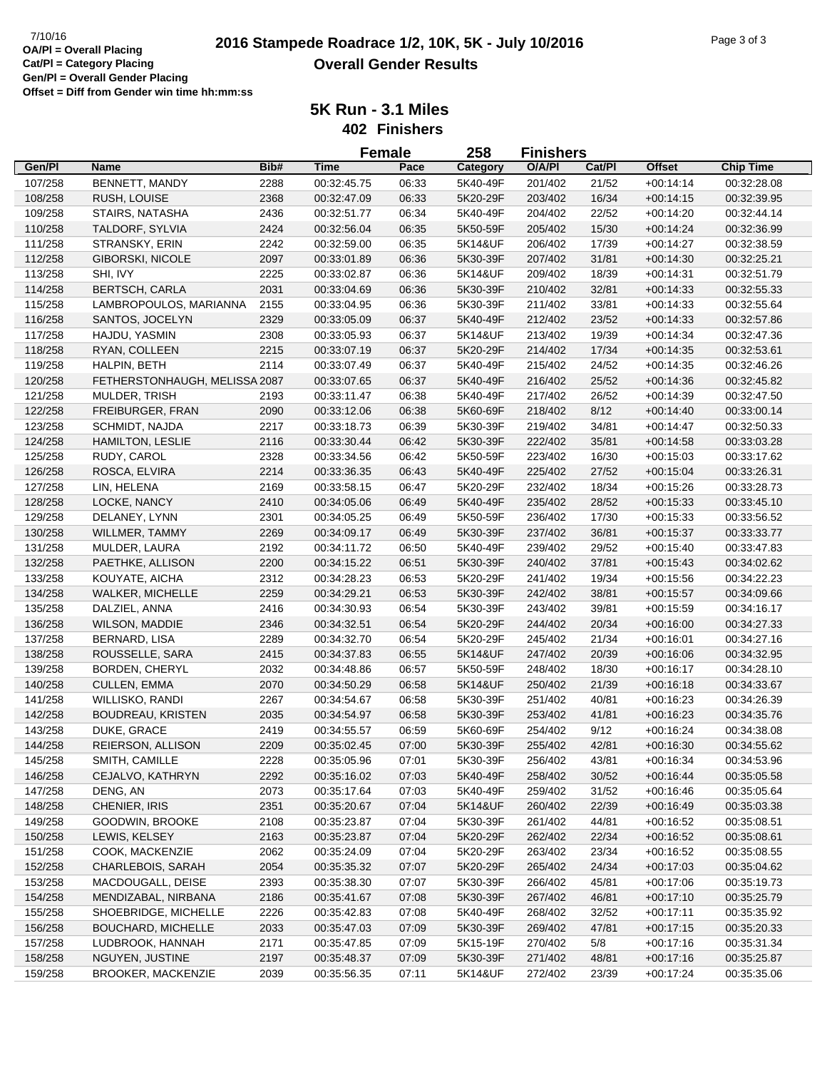**2016 Stampede Roadrace 1/2, 10K, 5K - July 10/2016**

**Overall Gender Results**

7/10/16
**OA/Pl = Overall Placing**
**Cat/Pl = Category Placing**
**Gen/Pl = Overall Gender Placing**
**Offset = Diff from Gender win time hh:mm:ss**

## 5K Run - 3.1 Miles

### 402 Finishers

### Female 258 Finishers

| Gen/Pl | Name | Bib# | Time | Pace | Category | O/A/Pl | Cat/Pl | Offset | Chip Time |
|---|---|---|---|---|---|---|---|---|---|
| 107/258 | BENNETT, MANDY | 2288 | 00:32:45.75 | 06:33 | 5K40-49F | 201/402 | 21/52 | +00:14:14 | 00:32:28.08 |
| 108/258 | RUSH, LOUISE | 2368 | 00:32:47.09 | 06:33 | 5K20-29F | 203/402 | 16/34 | +00:14:15 | 00:32:39.95 |
| 109/258 | STAIRS, NATASHA | 2436 | 00:32:51.77 | 06:34 | 5K40-49F | 204/402 | 22/52 | +00:14:20 | 00:32:44.14 |
| 110/258 | TALDORF, SYLVIA | 2424 | 00:32:56.04 | 06:35 | 5K50-59F | 205/402 | 15/30 | +00:14:24 | 00:32:36.99 |
| 111/258 | STRANSKY, ERIN | 2242 | 00:32:59.00 | 06:35 | 5K14&UF | 206/402 | 17/39 | +00:14:27 | 00:32:38.59 |
| 112/258 | GIBORSKI, NICOLE | 2097 | 00:33:01.89 | 06:36 | 5K30-39F | 207/402 | 31/81 | +00:14:30 | 00:32:25.21 |
| 113/258 | SHI, IVY | 2225 | 00:33:02.87 | 06:36 | 5K14&UF | 209/402 | 18/39 | +00:14:31 | 00:32:51.79 |
| 114/258 | BERTSCH, CARLA | 2031 | 00:33:04.69 | 06:36 | 5K30-39F | 210/402 | 32/81 | +00:14:33 | 00:32:55.33 |
| 115/258 | LAMBROPOULOS, MARIANNA | 2155 | 00:33:04.95 | 06:36 | 5K30-39F | 211/402 | 33/81 | +00:14:33 | 00:32:55.64 |
| 116/258 | SANTOS, JOCELYN | 2329 | 00:33:05.09 | 06:37 | 5K40-49F | 212/402 | 23/52 | +00:14:33 | 00:32:57.86 |
| 117/258 | HAJDU, YASMIN | 2308 | 00:33:05.93 | 06:37 | 5K14&UF | 213/402 | 19/39 | +00:14:34 | 00:32:47.36 |
| 118/258 | RYAN, COLLEEN | 2215 | 00:33:07.19 | 06:37 | 5K20-29F | 214/402 | 17/34 | +00:14:35 | 00:32:53.61 |
| 119/258 | HALPIN, BETH | 2114 | 00:33:07.49 | 06:37 | 5K40-49F | 215/402 | 24/52 | +00:14:35 | 00:32:46.26 |
| 120/258 | FETHERSTONHAUGH, MELISSA | 2087 | 00:33:07.65 | 06:37 | 5K40-49F | 216/402 | 25/52 | +00:14:36 | 00:32:45.82 |
| 121/258 | MULDER, TRISH | 2193 | 00:33:11.47 | 06:38 | 5K40-49F | 217/402 | 26/52 | +00:14:39 | 00:32:47.50 |
| 122/258 | FREIBURGER, FRAN | 2090 | 00:33:12.06 | 06:38 | 5K60-69F | 218/402 | 8/12 | +00:14:40 | 00:33:00.14 |
| 123/258 | SCHMIDT, NAJDA | 2217 | 00:33:18.73 | 06:39 | 5K30-39F | 219/402 | 34/81 | +00:14:47 | 00:32:50.33 |
| 124/258 | HAMILTON, LESLIE | 2116 | 00:33:30.44 | 06:42 | 5K30-39F | 222/402 | 35/81 | +00:14:58 | 00:33:03.28 |
| 125/258 | RUDY, CAROL | 2328 | 00:33:34.56 | 06:42 | 5K50-59F | 223/402 | 16/30 | +00:15:03 | 00:33:17.62 |
| 126/258 | ROSCA, ELVIRA | 2214 | 00:33:36.35 | 06:43 | 5K40-49F | 225/402 | 27/52 | +00:15:04 | 00:33:26.31 |
| 127/258 | LIN, HELENA | 2169 | 00:33:58.15 | 06:47 | 5K20-29F | 232/402 | 18/34 | +00:15:26 | 00:33:28.73 |
| 128/258 | LOCKE, NANCY | 2410 | 00:34:05.06 | 06:49 | 5K40-49F | 235/402 | 28/52 | +00:15:33 | 00:33:45.10 |
| 129/258 | DELANEY, LYNN | 2301 | 00:34:05.25 | 06:49 | 5K50-59F | 236/402 | 17/30 | +00:15:33 | 00:33:56.52 |
| 130/258 | WILLMER, TAMMY | 2269 | 00:34:09.17 | 06:49 | 5K30-39F | 237/402 | 36/81 | +00:15:37 | 00:33:33.77 |
| 131/258 | MULDER, LAURA | 2192 | 00:34:11.72 | 06:50 | 5K40-49F | 239/402 | 29/52 | +00:15:40 | 00:33:47.83 |
| 132/258 | PAETHKE, ALLISON | 2200 | 00:34:15.22 | 06:51 | 5K30-39F | 240/402 | 37/81 | +00:15:43 | 00:34:02.62 |
| 133/258 | KOUYATE, AICHA | 2312 | 00:34:28.23 | 06:53 | 5K20-29F | 241/402 | 19/34 | +00:15:56 | 00:34:22.23 |
| 134/258 | WALKER, MICHELLE | 2259 | 00:34:29.21 | 06:53 | 5K30-39F | 242/402 | 38/81 | +00:15:57 | 00:34:09.66 |
| 135/258 | DALZIEL, ANNA | 2416 | 00:34:30.93 | 06:54 | 5K30-39F | 243/402 | 39/81 | +00:15:59 | 00:34:16.17 |
| 136/258 | WILSON, MADDIE | 2346 | 00:34:32.51 | 06:54 | 5K20-29F | 244/402 | 20/34 | +00:16:00 | 00:34:27.33 |
| 137/258 | BERNARD, LISA | 2289 | 00:34:32.70 | 06:54 | 5K20-29F | 245/402 | 21/34 | +00:16:01 | 00:34:27.16 |
| 138/258 | ROUSSELLE, SARA | 2415 | 00:34:37.83 | 06:55 | 5K14&UF | 247/402 | 20/39 | +00:16:06 | 00:34:32.95 |
| 139/258 | BORDEN, CHERYL | 2032 | 00:34:48.86 | 06:57 | 5K50-59F | 248/402 | 18/30 | +00:16:17 | 00:34:28.10 |
| 140/258 | CULLEN, EMMA | 2070 | 00:34:50.29 | 06:58 | 5K14&UF | 250/402 | 21/39 | +00:16:18 | 00:34:33.67 |
| 141/258 | WILLISKO, RANDI | 2267 | 00:34:54.67 | 06:58 | 5K30-39F | 251/402 | 40/81 | +00:16:23 | 00:34:26.39 |
| 142/258 | BOUDREAU, KRISTEN | 2035 | 00:34:54.97 | 06:58 | 5K30-39F | 253/402 | 41/81 | +00:16:23 | 00:34:35.76 |
| 143/258 | DUKE, GRACE | 2419 | 00:34:55.57 | 06:59 | 5K60-69F | 254/402 | 9/12 | +00:16:24 | 00:34:38.08 |
| 144/258 | REIERSON, ALLISON | 2209 | 00:35:02.45 | 07:00 | 5K30-39F | 255/402 | 42/81 | +00:16:30 | 00:34:55.62 |
| 145/258 | SMITH, CAMILLE | 2228 | 00:35:05.96 | 07:01 | 5K30-39F | 256/402 | 43/81 | +00:16:34 | 00:34:53.96 |
| 146/258 | CEJALVO, KATHRYN | 2292 | 00:35:16.02 | 07:03 | 5K40-49F | 258/402 | 30/52 | +00:16:44 | 00:35:05.58 |
| 147/258 | DENG, AN | 2073 | 00:35:17.64 | 07:03 | 5K40-49F | 259/402 | 31/52 | +00:16:46 | 00:35:05.64 |
| 148/258 | CHENIER, IRIS | 2351 | 00:35:20.67 | 07:04 | 5K14&UF | 260/402 | 22/39 | +00:16:49 | 00:35:03.38 |
| 149/258 | GOODWIN, BROOKE | 2108 | 00:35:23.87 | 07:04 | 5K30-39F | 261/402 | 44/81 | +00:16:52 | 00:35:08.51 |
| 150/258 | LEWIS, KELSEY | 2163 | 00:35:23.87 | 07:04 | 5K20-29F | 262/402 | 22/34 | +00:16:52 | 00:35:08.61 |
| 151/258 | COOK, MACKENZIE | 2062 | 00:35:24.09 | 07:04 | 5K20-29F | 263/402 | 23/34 | +00:16:52 | 00:35:08.55 |
| 152/258 | CHARLEBOIS, SARAH | 2054 | 00:35:35.32 | 07:07 | 5K20-29F | 265/402 | 24/34 | +00:17:03 | 00:35:04.62 |
| 153/258 | MACDOUGALL, DEISE | 2393 | 00:35:38.30 | 07:07 | 5K30-39F | 266/402 | 45/81 | +00:17:06 | 00:35:19.73 |
| 154/258 | MENDIZABAL, NIRBANA | 2186 | 00:35:41.67 | 07:08 | 5K30-39F | 267/402 | 46/81 | +00:17:10 | 00:35:25.79 |
| 155/258 | SHOEBRIDGE, MICHELLE | 2226 | 00:35:42.83 | 07:08 | 5K40-49F | 268/402 | 32/52 | +00:17:11 | 00:35:35.92 |
| 156/258 | BOUCHARD, MICHELLE | 2033 | 00:35:47.03 | 07:09 | 5K30-39F | 269/402 | 47/81 | +00:17:15 | 00:35:20.33 |
| 157/258 | LUDBROOK, HANNAH | 2171 | 00:35:47.85 | 07:09 | 5K15-19F | 270/402 | 5/8 | +00:17:16 | 00:35:31.34 |
| 158/258 | NGUYEN, JUSTINE | 2197 | 00:35:48.37 | 07:09 | 5K30-39F | 271/402 | 48/81 | +00:17:16 | 00:35:25.87 |
| 159/258 | BROOKER, MACKENZIE | 2039 | 00:35:56.35 | 07:11 | 5K14&UF | 272/402 | 23/39 | +00:17:24 | 00:35:35.06 |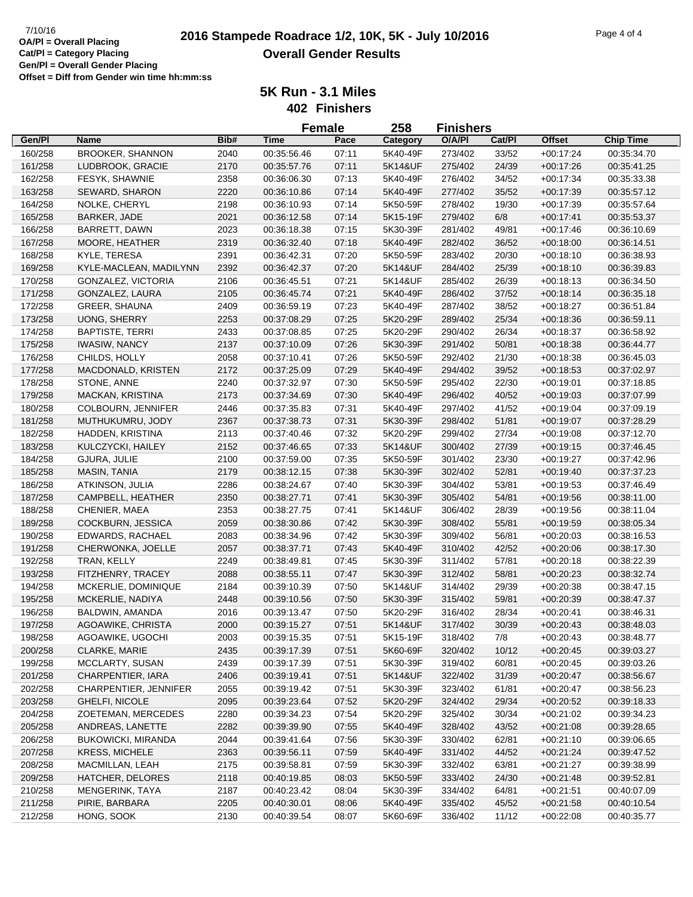7/10/16

**OA/Pl = Overall Placing**
**Cat/Pl = Category Placing**
**Gen/Pl = Overall Gender Placing**
**Offset = Diff from Gender win time hh:mm:ss**

# 2016 Stampede Roadrace 1/2, 10K, 5K - July 10/2016

## Overall Gender Results

### 5K Run - 3.1 Miles

**402 Finishers**

**Female 258 Finishers**

| Gen/Pl | Name | Bib# | Time | Pace | Category | O/A/Pl | Cat/Pl | Offset | Chip Time |
|---|---|---|---|---|---|---|---|---|---|
| 160/258 | BROOKER, SHANNON | 2040 | 00:35:56.46 | 07:11 | 5K40-49F | 273/402 | 33/52 | +00:17:24 | 00:35:34.70 |
| 161/258 | LUDBROOK, GRACIE | 2170 | 00:35:57.76 | 07:11 | 5K14&UF | 275/402 | 24/39 | +00:17:26 | 00:35:41.25 |
| 162/258 | FESYK, SHAWNIE | 2358 | 00:36:06.30 | 07:13 | 5K40-49F | 276/402 | 34/52 | +00:17:34 | 00:35:33.38 |
| 163/258 | SEWARD, SHARON | 2220 | 00:36:10.86 | 07:14 | 5K40-49F | 277/402 | 35/52 | +00:17:39 | 00:35:57.12 |
| 164/258 | NOLKE, CHERYL | 2198 | 00:36:10.93 | 07:14 | 5K50-59F | 278/402 | 19/30 | +00:17:39 | 00:35:57.64 |
| 165/258 | BARKER, JADE | 2021 | 00:36:12.58 | 07:14 | 5K15-19F | 279/402 | 6/8 | +00:17:41 | 00:35:53.37 |
| 166/258 | BARRETT, DAWN | 2023 | 00:36:18.38 | 07:15 | 5K30-39F | 281/402 | 49/81 | +00:17:46 | 00:36:10.69 |
| 167/258 | MOORE, HEATHER | 2319 | 00:36:32.40 | 07:18 | 5K40-49F | 282/402 | 36/52 | +00:18:00 | 00:36:14.51 |
| 168/258 | KYLE, TERESA | 2391 | 00:36:42.31 | 07:20 | 5K50-59F | 283/402 | 20/30 | +00:18:10 | 00:36:38.93 |
| 169/258 | KYLE-MACLEAN, MADILYNN | 2392 | 00:36:42.37 | 07:20 | 5K14&UF | 284/402 | 25/39 | +00:18:10 | 00:36:39.83 |
| 170/258 | GONZALEZ, VICTORIA | 2106 | 00:36:45.51 | 07:21 | 5K14&UF | 285/402 | 26/39 | +00:18:13 | 00:36:34.50 |
| 171/258 | GONZALEZ, LAURA | 2105 | 00:36:45.74 | 07:21 | 5K40-49F | 286/402 | 37/52 | +00:18:14 | 00:36:35.18 |
| 172/258 | GREER, SHAUNA | 2409 | 00:36:59.19 | 07:23 | 5K40-49F | 287/402 | 38/52 | +00:18:27 | 00:36:51.84 |
| 173/258 | UONG, SHERRY | 2253 | 00:37:08.29 | 07:25 | 5K20-29F | 289/402 | 25/34 | +00:18:36 | 00:36:59.11 |
| 174/258 | BAPTISTE, TERRI | 2433 | 00:37:08.85 | 07:25 | 5K20-29F | 290/402 | 26/34 | +00:18:37 | 00:36:58.92 |
| 175/258 | IWASIW, NANCY | 2137 | 00:37:10.09 | 07:26 | 5K30-39F | 291/402 | 50/81 | +00:18:38 | 00:36:44.77 |
| 176/258 | CHILDS, HOLLY | 2058 | 00:37:10.41 | 07:26 | 5K50-59F | 292/402 | 21/30 | +00:18:38 | 00:36:45.03 |
| 177/258 | MACDONALD, KRISTEN | 2172 | 00:37:25.09 | 07:29 | 5K40-49F | 294/402 | 39/52 | +00:18:53 | 00:37:02.97 |
| 178/258 | STONE, ANNE | 2240 | 00:37:32.97 | 07:30 | 5K50-59F | 295/402 | 22/30 | +00:19:01 | 00:37:18.85 |
| 179/258 | MACKAN, KRISTINA | 2173 | 00:37:34.69 | 07:30 | 5K40-49F | 296/402 | 40/52 | +00:19:03 | 00:37:07.99 |
| 180/258 | COLBOURN, JENNIFER | 2446 | 00:37:35.83 | 07:31 | 5K40-49F | 297/402 | 41/52 | +00:19:04 | 00:37:09.19 |
| 181/258 | MUTHUKUMRU, JODY | 2367 | 00:37:38.73 | 07:31 | 5K30-39F | 298/402 | 51/81 | +00:19:07 | 00:37:28.29 |
| 182/258 | HADDEN, KRISTINA | 2113 | 00:37:40.46 | 07:32 | 5K20-29F | 299/402 | 27/34 | +00:19:08 | 00:37:12.70 |
| 183/258 | KULCZYCKI, HAILEY | 2152 | 00:37:46.65 | 07:33 | 5K14&UF | 300/402 | 27/39 | +00:19:15 | 00:37:46.45 |
| 184/258 | GJURA, JULIE | 2100 | 00:37:59.00 | 07:35 | 5K50-59F | 301/402 | 23/30 | +00:19:27 | 00:37:42.96 |
| 185/258 | MASIN, TANIA | 2179 | 00:38:12.15 | 07:38 | 5K30-39F | 302/402 | 52/81 | +00:19:40 | 00:37:37.23 |
| 186/258 | ATKINSON, JULIA | 2286 | 00:38:24.67 | 07:40 | 5K30-39F | 304/402 | 53/81 | +00:19:53 | 00:37:46.49 |
| 187/258 | CAMPBELL, HEATHER | 2350 | 00:38:27.71 | 07:41 | 5K30-39F | 305/402 | 54/81 | +00:19:56 | 00:38:11.00 |
| 188/258 | CHENIER, MAEA | 2353 | 00:38:27.75 | 07:41 | 5K14&UF | 306/402 | 28/39 | +00:19:56 | 00:38:11.04 |
| 189/258 | COCKBURN, JESSICA | 2059 | 00:38:30.86 | 07:42 | 5K30-39F | 308/402 | 55/81 | +00:19:59 | 00:38:05.34 |
| 190/258 | EDWARDS, RACHAEL | 2083 | 00:38:34.96 | 07:42 | 5K30-39F | 309/402 | 56/81 | +00:20:03 | 00:38:16.53 |
| 191/258 | CHERWONKA, JOELLE | 2057 | 00:38:37.71 | 07:43 | 5K40-49F | 310/402 | 42/52 | +00:20:06 | 00:38:17.30 |
| 192/258 | TRAN, KELLY | 2249 | 00:38:49.81 | 07:45 | 5K30-39F | 311/402 | 57/81 | +00:20:18 | 00:38:22.39 |
| 193/258 | FITZHENRY, TRACEY | 2088 | 00:38:55.11 | 07:47 | 5K30-39F | 312/402 | 58/81 | +00:20:23 | 00:38:32.74 |
| 194/258 | MCKERLIE, DOMINIQUE | 2184 | 00:39:10.39 | 07:50 | 5K14&UF | 314/402 | 29/39 | +00:20:38 | 00:38:47.15 |
| 195/258 | MCKERLIE, NADIYA | 2448 | 00:39:10.56 | 07:50 | 5K30-39F | 315/402 | 59/81 | +00:20:39 | 00:38:47.37 |
| 196/258 | BALDWIN, AMANDA | 2016 | 00:39:13.47 | 07:50 | 5K20-29F | 316/402 | 28/34 | +00:20:41 | 00:38:46.31 |
| 197/258 | AGOAWIKE, CHRISTA | 2000 | 00:39:15.27 | 07:51 | 5K14&UF | 317/402 | 30/39 | +00:20:43 | 00:38:48.03 |
| 198/258 | AGOAWIKE, UGOCHI | 2003 | 00:39:15.35 | 07:51 | 5K15-19F | 318/402 | 7/8 | +00:20:43 | 00:38:48.77 |
| 200/258 | CLARKE, MARIE | 2435 | 00:39:17.39 | 07:51 | 5K60-69F | 320/402 | 10/12 | +00:20:45 | 00:39:03.27 |
| 199/258 | MCCLARTY, SUSAN | 2439 | 00:39:17.39 | 07:51 | 5K30-39F | 319/402 | 60/81 | +00:20:45 | 00:39:03.26 |
| 201/258 | CHARPENTIER, IARA | 2406 | 00:39:19.41 | 07:51 | 5K14&UF | 322/402 | 31/39 | +00:20:47 | 00:38:56.67 |
| 202/258 | CHARPENTIER, JENNIFER | 2055 | 00:39:19.42 | 07:51 | 5K30-39F | 323/402 | 61/81 | +00:20:47 | 00:38:56.23 |
| 203/258 | GHELFI, NICOLE | 2095 | 00:39:23.64 | 07:52 | 5K20-29F | 324/402 | 29/34 | +00:20:52 | 00:39:18.33 |
| 204/258 | ZOETEMAN, MERCEDES | 2280 | 00:39:34.23 | 07:54 | 5K20-29F | 325/402 | 30/34 | +00:21:02 | 00:39:34.23 |
| 205/258 | ANDREAS, LANETTE | 2282 | 00:39:39.90 | 07:55 | 5K40-49F | 328/402 | 43/52 | +00:21:08 | 00:39:28.65 |
| 206/258 | BUKOWICKI, MIRANDA | 2044 | 00:39:41.64 | 07:56 | 5K30-39F | 330/402 | 62/81 | +00:21:10 | 00:39:06.65 |
| 207/258 | KRESS, MICHELE | 2363 | 00:39:56.11 | 07:59 | 5K40-49F | 331/402 | 44/52 | +00:21:24 | 00:39:47.52 |
| 208/258 | MACMILLAN, LEAH | 2175 | 00:39:58.81 | 07:59 | 5K30-39F | 332/402 | 63/81 | +00:21:27 | 00:39:38.99 |
| 209/258 | HATCHER, DELORES | 2118 | 00:40:19.85 | 08:03 | 5K50-59F | 333/402 | 24/30 | +00:21:48 | 00:39:52.81 |
| 210/258 | MENGERINK, TAYA | 2187 | 00:40:23.42 | 08:04 | 5K30-39F | 334/402 | 64/81 | +00:21:51 | 00:40:07.09 |
| 211/258 | PIRIE, BARBARA | 2205 | 00:40:30.01 | 08:06 | 5K40-49F | 335/402 | 45/52 | +00:21:58 | 00:40:10.54 |
| 212/258 | HONG, SOOK | 2130 | 00:40:39.54 | 08:07 | 5K60-69F | 336/402 | 11/12 | +00:22:08 | 00:40:35.77 |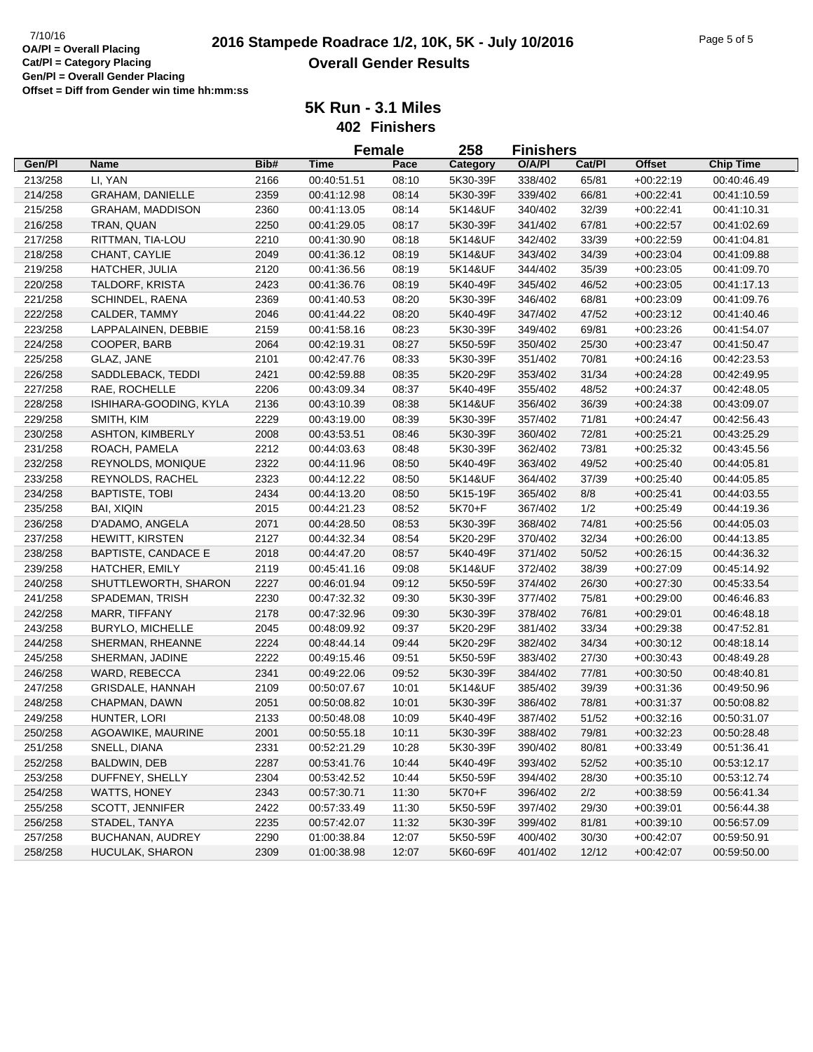7/10/16

**OA/Pl = Overall Placing**
**Cat/Pl = Category Placing**
**Gen/Pl = Overall Gender Placing**
**Offset = Diff from Gender win time hh:mm:ss**

# 2016 Stampede Roadrace 1/2, 10K, 5K - July 10/2016

## Overall Gender Results

### 5K Run - 3.1 Miles

**402 Finishers**

**Female 258 Finishers**

| Gen/Pl | Name | Bib# | Time | Pace | Category | O/A/Pl | Cat/Pl | Offset | Chip Time |
|---|---|---|---|---|---|---|---|---|---|
| 213/258 | LI, YAN | 2166 | 00:40:51.51 | 08:10 | 5K30-39F | 338/402 | 65/81 | +00:22:19 | 00:40:46.49 |
| 214/258 | GRAHAM, DANIELLE | 2359 | 00:41:12.98 | 08:14 | 5K30-39F | 339/402 | 66/81 | +00:22:41 | 00:41:10.59 |
| 215/258 | GRAHAM, MADDISON | 2360 | 00:41:13.05 | 08:14 | 5K14&UF | 340/402 | 32/39 | +00:22:41 | 00:41:10.31 |
| 216/258 | TRAN, QUAN | 2250 | 00:41:29.05 | 08:17 | 5K30-39F | 341/402 | 67/81 | +00:22:57 | 00:41:02.69 |
| 217/258 | RITTMAN, TIA-LOU | 2210 | 00:41:30.90 | 08:18 | 5K14&UF | 342/402 | 33/39 | +00:22:59 | 00:41:04.81 |
| 218/258 | CHANT, CAYLIE | 2049 | 00:41:36.12 | 08:19 | 5K14&UF | 343/402 | 34/39 | +00:23:04 | 00:41:09.88 |
| 219/258 | HATCHER, JULIA | 2120 | 00:41:36.56 | 08:19 | 5K14&UF | 344/402 | 35/39 | +00:23:05 | 00:41:09.70 |
| 220/258 | TALDORF, KRISTA | 2423 | 00:41:36.76 | 08:19 | 5K40-49F | 345/402 | 46/52 | +00:23:05 | 00:41:17.13 |
| 221/258 | SCHINDEL, RAENA | 2369 | 00:41:40.53 | 08:20 | 5K30-39F | 346/402 | 68/81 | +00:23:09 | 00:41:09.76 |
| 222/258 | CALDER, TAMMY | 2046 | 00:41:44.22 | 08:20 | 5K40-49F | 347/402 | 47/52 | +00:23:12 | 00:41:40.46 |
| 223/258 | LAPPALAINEN, DEBBIE | 2159 | 00:41:58.16 | 08:23 | 5K30-39F | 349/402 | 69/81 | +00:23:26 | 00:41:54.07 |
| 224/258 | COOPER, BARB | 2064 | 00:42:19.31 | 08:27 | 5K50-59F | 350/402 | 25/30 | +00:23:47 | 00:41:50.47 |
| 225/258 | GLAZ, JANE | 2101 | 00:42:47.76 | 08:33 | 5K30-39F | 351/402 | 70/81 | +00:24:16 | 00:42:23.53 |
| 226/258 | SADDLEBACK, TEDDI | 2421 | 00:42:59.88 | 08:35 | 5K20-29F | 353/402 | 31/34 | +00:24:28 | 00:42:49.95 |
| 227/258 | RAE, ROCHELLE | 2206 | 00:43:09.34 | 08:37 | 5K40-49F | 355/402 | 48/52 | +00:24:37 | 00:42:48.05 |
| 228/258 | ISHIHARA-GOODING, KYLA | 2136 | 00:43:10.39 | 08:38 | 5K14&UF | 356/402 | 36/39 | +00:24:38 | 00:43:09.07 |
| 229/258 | SMITH, KIM | 2229 | 00:43:19.00 | 08:39 | 5K30-39F | 357/402 | 71/81 | +00:24:47 | 00:42:56.43 |
| 230/258 | ASHTON, KIMBERLY | 2008 | 00:43:53.51 | 08:46 | 5K30-39F | 360/402 | 72/81 | +00:25:21 | 00:43:25.29 |
| 231/258 | ROACH, PAMELA | 2212 | 00:44:03.63 | 08:48 | 5K30-39F | 362/402 | 73/81 | +00:25:32 | 00:43:45.56 |
| 232/258 | REYNOLDS, MONIQUE | 2322 | 00:44:11.96 | 08:50 | 5K40-49F | 363/402 | 49/52 | +00:25:40 | 00:44:05.81 |
| 233/258 | REYNOLDS, RACHEL | 2323 | 00:44:12.22 | 08:50 | 5K14&UF | 364/402 | 37/39 | +00:25:40 | 00:44:05.85 |
| 234/258 | BAPTISTE, TOBI | 2434 | 00:44:13.20 | 08:50 | 5K15-19F | 365/402 | 8/8 | +00:25:41 | 00:44:03.55 |
| 235/258 | BAI, XIQIN | 2015 | 00:44:21.23 | 08:52 | 5K70+F | 367/402 | 1/2 | +00:25:49 | 00:44:19.36 |
| 236/258 | D'ADAMO, ANGELA | 2071 | 00:44:28.50 | 08:53 | 5K30-39F | 368/402 | 74/81 | +00:25:56 | 00:44:05.03 |
| 237/258 | HEWITT, KIRSTEN | 2127 | 00:44:32.34 | 08:54 | 5K20-29F | 370/402 | 32/34 | +00:26:00 | 00:44:13.85 |
| 238/258 | BAPTISTE, CANDACE E | 2018 | 00:44:47.20 | 08:57 | 5K40-49F | 371/402 | 50/52 | +00:26:15 | 00:44:36.32 |
| 239/258 | HATCHER, EMILY | 2119 | 00:45:41.16 | 09:08 | 5K14&UF | 372/402 | 38/39 | +00:27:09 | 00:45:14.92 |
| 240/258 | SHUTTLEWORTH, SHARON | 2227 | 00:46:01.94 | 09:12 | 5K50-59F | 374/402 | 26/30 | +00:27:30 | 00:45:33.54 |
| 241/258 | SPADEMAN, TRISH | 2230 | 00:47:32.32 | 09:30 | 5K30-39F | 377/402 | 75/81 | +00:29:00 | 00:46:46.83 |
| 242/258 | MARR, TIFFANY | 2178 | 00:47:32.96 | 09:30 | 5K30-39F | 378/402 | 76/81 | +00:29:01 | 00:46:48.18 |
| 243/258 | BURYLO, MICHELLE | 2045 | 00:48:09.92 | 09:37 | 5K20-29F | 381/402 | 33/34 | +00:29:38 | 00:47:52.81 |
| 244/258 | SHERMAN, RHEANNE | 2224 | 00:48:44.14 | 09:44 | 5K20-29F | 382/402 | 34/34 | +00:30:12 | 00:48:18.14 |
| 245/258 | SHERMAN, JADINE | 2222 | 00:49:15.46 | 09:51 | 5K50-59F | 383/402 | 27/30 | +00:30:43 | 00:48:49.28 |
| 246/258 | WARD, REBECCA | 2341 | 00:49:22.06 | 09:52 | 5K30-39F | 384/402 | 77/81 | +00:30:50 | 00:48:40.81 |
| 247/258 | GRISDALE, HANNAH | 2109 | 00:50:07.67 | 10:01 | 5K14&UF | 385/402 | 39/39 | +00:31:36 | 00:49:50.96 |
| 248/258 | CHAPMAN, DAWN | 2051 | 00:50:08.82 | 10:01 | 5K30-39F | 386/402 | 78/81 | +00:31:37 | 00:50:08.82 |
| 249/258 | HUNTER, LORI | 2133 | 00:50:48.08 | 10:09 | 5K40-49F | 387/402 | 51/52 | +00:32:16 | 00:50:31.07 |
| 250/258 | AGOAWIKE, MAURINE | 2001 | 00:50:55.18 | 10:11 | 5K30-39F | 388/402 | 79/81 | +00:32:23 | 00:50:28.48 |
| 251/258 | SNELL, DIANA | 2331 | 00:52:21.29 | 10:28 | 5K30-39F | 390/402 | 80/81 | +00:33:49 | 00:51:36.41 |
| 252/258 | BALDWIN, DEB | 2287 | 00:53:41.76 | 10:44 | 5K40-49F | 393/402 | 52/52 | +00:35:10 | 00:53:12.17 |
| 253/258 | DUFFNEY, SHELLY | 2304 | 00:53:42.52 | 10:44 | 5K50-59F | 394/402 | 28/30 | +00:35:10 | 00:53:12.74 |
| 254/258 | WATTS, HONEY | 2343 | 00:57:30.71 | 11:30 | 5K70+F | 396/402 | 2/2 | +00:38:59 | 00:56:41.34 |
| 255/258 | SCOTT, JENNIFER | 2422 | 00:57:33.49 | 11:30 | 5K50-59F | 397/402 | 29/30 | +00:39:01 | 00:56:44.38 |
| 256/258 | STADEL, TANYA | 2235 | 00:57:42.07 | 11:32 | 5K30-39F | 399/402 | 81/81 | +00:39:10 | 00:56:57.09 |
| 257/258 | BUCHANAN, AUDREY | 2290 | 01:00:38.84 | 12:07 | 5K50-59F | 400/402 | 30/30 | +00:42:07 | 00:59:50.91 |
| 258/258 | HUCULAK, SHARON | 2309 | 01:00:38.98 | 12:07 | 5K60-69F | 401/402 | 12/12 | +00:42:07 | 00:59:50.00 |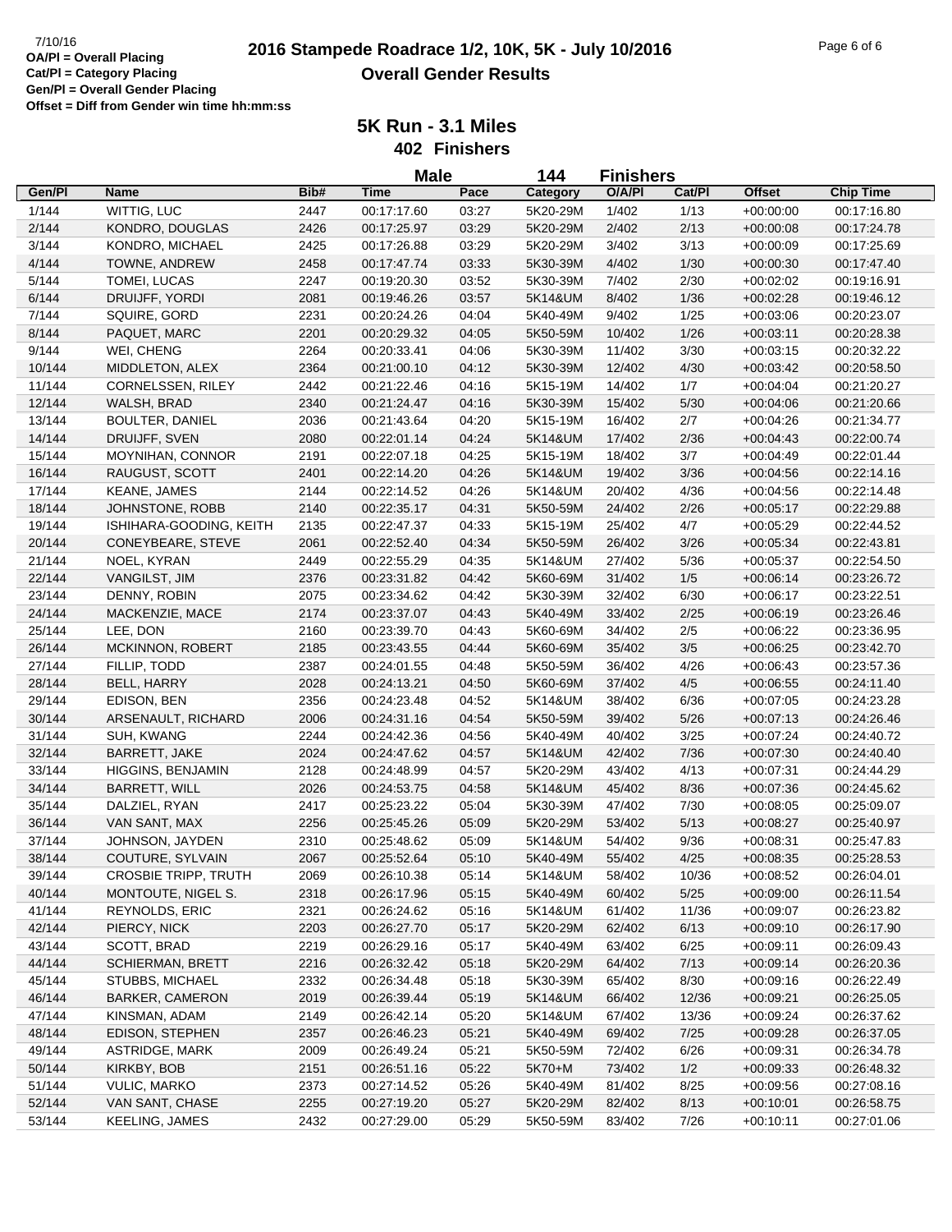7/10/16
**OA/Pl = Overall Placing**
**Cat/Pl = Category Placing**
**Gen/Pl = Overall Gender Placing**
**Offset = Diff from Gender win time hh:mm:ss**

# 2016 Stampede Roadrace 1/2, 10K, 5K - July 10/2016
## Overall Gender Results

### 5K Run - 3.1 Miles
### 402 Finishers

**Male 144 Finishers**

| Gen/Pl | Name | Bib# | Time | Pace | Category | O/A/Pl | Cat/Pl | Offset | Chip Time |
|---|---|---|---|---|---|---|---|---|---|
| 1/144 | WITTIG, LUC | 2447 | 00:17:17.60 | 03:27 | 5K20-29M | 1/402 | 1/13 | +00:00:00 | 00:17:16.80 |
| 2/144 | KONDRO, DOUGLAS | 2426 | 00:17:25.97 | 03:29 | 5K20-29M | 2/402 | 2/13 | +00:00:08 | 00:17:24.78 |
| 3/144 | KONDRO, MICHAEL | 2425 | 00:17:26.88 | 03:29 | 5K20-29M | 3/402 | 3/13 | +00:00:09 | 00:17:25.69 |
| 4/144 | TOWNE, ANDREW | 2458 | 00:17:47.74 | 03:33 | 5K30-39M | 4/402 | 1/30 | +00:00:30 | 00:17:47.40 |
| 5/144 | TOMEI, LUCAS | 2247 | 00:19:20.30 | 03:52 | 5K30-39M | 7/402 | 2/30 | +00:02:02 | 00:19:16.91 |
| 6/144 | DRUIJFF, YORDI | 2081 | 00:19:46.26 | 03:57 | 5K14&UM | 8/402 | 1/36 | +00:02:28 | 00:19:46.12 |
| 7/144 | SQUIRE, GORD | 2231 | 00:20:24.26 | 04:04 | 5K40-49M | 9/402 | 1/25 | +00:03:06 | 00:20:23.07 |
| 8/144 | PAQUET, MARC | 2201 | 00:20:29.32 | 04:05 | 5K50-59M | 10/402 | 1/26 | +00:03:11 | 00:20:28.38 |
| 9/144 | WEI, CHENG | 2264 | 00:20:33.41 | 04:06 | 5K30-39M | 11/402 | 3/30 | +00:03:15 | 00:20:32.22 |
| 10/144 | MIDDLETON, ALEX | 2364 | 00:21:00.10 | 04:12 | 5K30-39M | 12/402 | 4/30 | +00:03:42 | 00:20:58.50 |
| 11/144 | CORNELSSEN, RILEY | 2442 | 00:21:22.46 | 04:16 | 5K15-19M | 14/402 | 1/7 | +00:04:04 | 00:21:20.27 |
| 12/144 | WALSH, BRAD | 2340 | 00:21:24.47 | 04:16 | 5K30-39M | 15/402 | 5/30 | +00:04:06 | 00:21:20.66 |
| 13/144 | BOULTER, DANIEL | 2036 | 00:21:43.64 | 04:20 | 5K15-19M | 16/402 | 2/7 | +00:04:26 | 00:21:34.77 |
| 14/144 | DRUIJFF, SVEN | 2080 | 00:22:01.14 | 04:24 | 5K14&UM | 17/402 | 2/36 | +00:04:43 | 00:22:00.74 |
| 15/144 | MOYNIHAN, CONNOR | 2191 | 00:22:07.18 | 04:25 | 5K15-19M | 18/402 | 3/7 | +00:04:49 | 00:22:01.44 |
| 16/144 | RAUGUST, SCOTT | 2401 | 00:22:14.20 | 04:26 | 5K14&UM | 19/402 | 3/36 | +00:04:56 | 00:22:14.16 |
| 17/144 | KEANE, JAMES | 2144 | 00:22:14.52 | 04:26 | 5K14&UM | 20/402 | 4/36 | +00:04:56 | 00:22:14.48 |
| 18/144 | JOHNSTONE, ROBB | 2140 | 00:22:35.17 | 04:31 | 5K50-59M | 24/402 | 2/26 | +00:05:17 | 00:22:29.88 |
| 19/144 | ISHIHARA-GOODING, KEITH | 2135 | 00:22:47.37 | 04:33 | 5K15-19M | 25/402 | 4/7 | +00:05:29 | 00:22:44.52 |
| 20/144 | CONEYBEARE, STEVE | 2061 | 00:22:52.40 | 04:34 | 5K50-59M | 26/402 | 3/26 | +00:05:34 | 00:22:43.81 |
| 21/144 | NOEL, KYRAN | 2449 | 00:22:55.29 | 04:35 | 5K14&UM | 27/402 | 5/36 | +00:05:37 | 00:22:54.50 |
| 22/144 | VANGILST, JIM | 2376 | 00:23:31.82 | 04:42 | 5K60-69M | 31/402 | 1/5 | +00:06:14 | 00:23:26.72 |
| 23/144 | DENNY, ROBIN | 2075 | 00:23:34.62 | 04:42 | 5K30-39M | 32/402 | 6/30 | +00:06:17 | 00:23:22.51 |
| 24/144 | MACKENZIE, MACE | 2174 | 00:23:37.07 | 04:43 | 5K40-49M | 33/402 | 2/25 | +00:06:19 | 00:23:26.46 |
| 25/144 | LEE, DON | 2160 | 00:23:39.70 | 04:43 | 5K60-69M | 34/402 | 2/5 | +00:06:22 | 00:23:36.95 |
| 26/144 | MCKINNON, ROBERT | 2185 | 00:23:43.55 | 04:44 | 5K60-69M | 35/402 | 3/5 | +00:06:25 | 00:23:42.70 |
| 27/144 | FILLIP, TODD | 2387 | 00:24:01.55 | 04:48 | 5K50-59M | 36/402 | 4/26 | +00:06:43 | 00:23:57.36 |
| 28/144 | BELL, HARRY | 2028 | 00:24:13.21 | 04:50 | 5K60-69M | 37/402 | 4/5 | +00:06:55 | 00:24:11.40 |
| 29/144 | EDISON, BEN | 2356 | 00:24:23.48 | 04:52 | 5K14&UM | 38/402 | 6/36 | +00:07:05 | 00:24:23.28 |
| 30/144 | ARSENAULT, RICHARD | 2006 | 00:24:31.16 | 04:54 | 5K50-59M | 39/402 | 5/26 | +00:07:13 | 00:24:26.46 |
| 31/144 | SUH, KWANG | 2244 | 00:24:42.36 | 04:56 | 5K40-49M | 40/402 | 3/25 | +00:07:24 | 00:24:40.72 |
| 32/144 | BARRETT, JAKE | 2024 | 00:24:47.62 | 04:57 | 5K14&UM | 42/402 | 7/36 | +00:07:30 | 00:24:40.40 |
| 33/144 | HIGGINS, BENJAMIN | 2128 | 00:24:48.99 | 04:57 | 5K20-29M | 43/402 | 4/13 | +00:07:31 | 00:24:44.29 |
| 34/144 | BARRETT, WILL | 2026 | 00:24:53.75 | 04:58 | 5K14&UM | 45/402 | 8/36 | +00:07:36 | 00:24:45.62 |
| 35/144 | DALZIEL, RYAN | 2417 | 00:25:23.22 | 05:04 | 5K30-39M | 47/402 | 7/30 | +00:08:05 | 00:25:09.07 |
| 36/144 | VAN SANT, MAX | 2256 | 00:25:45.26 | 05:09 | 5K20-29M | 53/402 | 5/13 | +00:08:27 | 00:25:40.97 |
| 37/144 | JOHNSON, JAYDEN | 2310 | 00:25:48.62 | 05:09 | 5K14&UM | 54/402 | 9/36 | +00:08:31 | 00:25:47.83 |
| 38/144 | COUTURE, SYLVAIN | 2067 | 00:25:52.64 | 05:10 | 5K40-49M | 55/402 | 4/25 | +00:08:35 | 00:25:28.53 |
| 39/144 | CROSBIE TRIPP, TRUTH | 2069 | 00:26:10.38 | 05:14 | 5K14&UM | 58/402 | 10/36 | +00:08:52 | 00:26:04.01 |
| 40/144 | MONTOUTE, NIGEL S. | 2318 | 00:26:17.96 | 05:15 | 5K40-49M | 60/402 | 5/25 | +00:09:00 | 00:26:11.54 |
| 41/144 | REYNOLDS, ERIC | 2321 | 00:26:24.62 | 05:16 | 5K14&UM | 61/402 | 11/36 | +00:09:07 | 00:26:23.82 |
| 42/144 | PIERCY, NICK | 2203 | 00:26:27.70 | 05:17 | 5K20-29M | 62/402 | 6/13 | +00:09:10 | 00:26:17.90 |
| 43/144 | SCOTT, BRAD | 2219 | 00:26:29.16 | 05:17 | 5K40-49M | 63/402 | 6/25 | +00:09:11 | 00:26:09.43 |
| 44/144 | SCHIERMAN, BRETT | 2216 | 00:26:32.42 | 05:18 | 5K20-29M | 64/402 | 7/13 | +00:09:14 | 00:26:20.36 |
| 45/144 | STUBBS, MICHAEL | 2332 | 00:26:34.48 | 05:18 | 5K30-39M | 65/402 | 8/30 | +00:09:16 | 00:26:22.49 |
| 46/144 | BARKER, CAMERON | 2019 | 00:26:39.44 | 05:19 | 5K14&UM | 66/402 | 12/36 | +00:09:21 | 00:26:25.05 |
| 47/144 | KINSMAN, ADAM | 2149 | 00:26:42.14 | 05:20 | 5K14&UM | 67/402 | 13/36 | +00:09:24 | 00:26:37.62 |
| 48/144 | EDISON, STEPHEN | 2357 | 00:26:46.23 | 05:21 | 5K40-49M | 69/402 | 7/25 | +00:09:28 | 00:26:37.05 |
| 49/144 | ASTRIDGE, MARK | 2009 | 00:26:49.24 | 05:21 | 5K50-59M | 72/402 | 6/26 | +00:09:31 | 00:26:34.78 |
| 50/144 | KIRKBY, BOB | 2151 | 00:26:51.16 | 05:22 | 5K70+M | 73/402 | 1/2 | +00:09:33 | 00:26:48.32 |
| 51/144 | VULIC, MARKO | 2373 | 00:27:14.52 | 05:26 | 5K40-49M | 81/402 | 8/25 | +00:09:56 | 00:27:08.16 |
| 52/144 | VAN SANT, CHASE | 2255 | 00:27:19.20 | 05:27 | 5K20-29M | 82/402 | 8/13 | +00:10:01 | 00:26:58.75 |
| 53/144 | KEELING, JAMES | 2432 | 00:27:29.00 | 05:29 | 5K50-59M | 83/402 | 7/26 | +00:10:11 | 00:27:01.06 |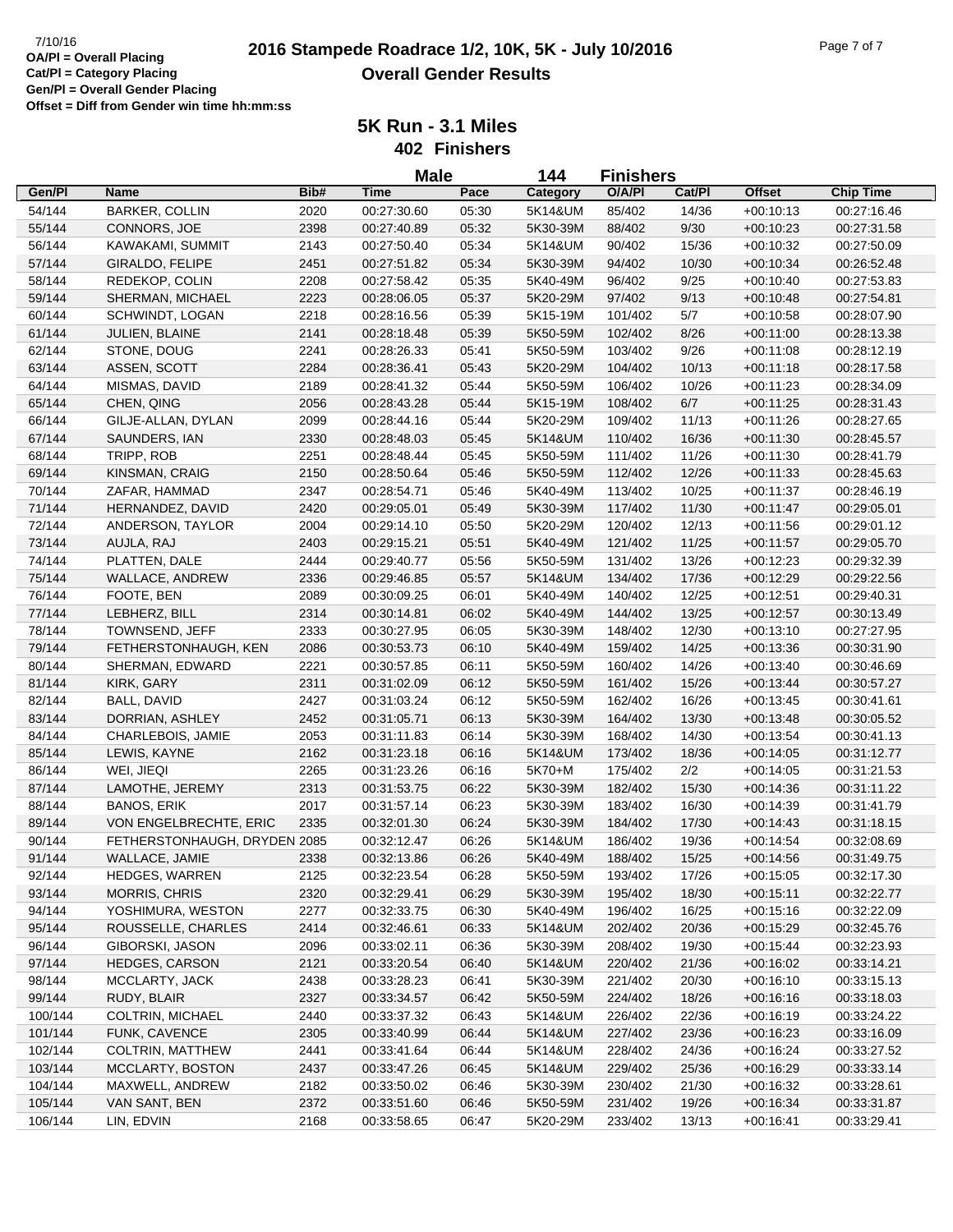# 2016 Stampede Roadrace 1/2, 10K, 5K - July 10/2016

## Overall Gender Results

7/10/16
**OA/Pl = Overall Placing**
**Cat/Pl = Category Placing**
**Gen/Pl = Overall Gender Placing**
**Offset = Diff from Gender win time hh:mm:ss**

### 5K Run - 3.1 Miles

**402 Finishers**

**Male 144 Finishers**

| Gen/Pl | Name | Bib# | Time | Pace | Category | O/A/Pl | Cat/Pl | Offset | Chip Time |
|---|---|---|---|---|---|---|---|---|---|
| 54/144 | BARKER, COLLIN | 2020 | 00:27:30.60 | 05:30 | 5K14&UM | 85/402 | 14/36 | +00:10:13 | 00:27:16.46 |
| 55/144 | CONNORS, JOE | 2398 | 00:27:40.89 | 05:32 | 5K30-39M | 88/402 | 9/30 | +00:10:23 | 00:27:31.58 |
| 56/144 | KAWAKAMI, SUMMIT | 2143 | 00:27:50.40 | 05:34 | 5K14&UM | 90/402 | 15/36 | +00:10:32 | 00:27:50.09 |
| 57/144 | GIRALDO, FELIPE | 2451 | 00:27:51.82 | 05:34 | 5K30-39M | 94/402 | 10/30 | +00:10:34 | 00:26:52.48 |
| 58/144 | REDEKOP, COLIN | 2208 | 00:27:58.42 | 05:35 | 5K40-49M | 96/402 | 9/25 | +00:10:40 | 00:27:53.83 |
| 59/144 | SHERMAN, MICHAEL | 2223 | 00:28:06.05 | 05:37 | 5K20-29M | 97/402 | 9/13 | +00:10:48 | 00:27:54.81 |
| 60/144 | SCHWINDT, LOGAN | 2218 | 00:28:16.56 | 05:39 | 5K15-19M | 101/402 | 5/7 | +00:10:58 | 00:28:07.90 |
| 61/144 | JULIEN, BLAINE | 2141 | 00:28:18.48 | 05:39 | 5K50-59M | 102/402 | 8/26 | +00:11:00 | 00:28:13.38 |
| 62/144 | STONE, DOUG | 2241 | 00:28:26.33 | 05:41 | 5K50-59M | 103/402 | 9/26 | +00:11:08 | 00:28:12.19 |
| 63/144 | ASSEN, SCOTT | 2284 | 00:28:36.41 | 05:43 | 5K20-29M | 104/402 | 10/13 | +00:11:18 | 00:28:17.58 |
| 64/144 | MISMAS, DAVID | 2189 | 00:28:41.32 | 05:44 | 5K50-59M | 106/402 | 10/26 | +00:11:23 | 00:28:34.09 |
| 65/144 | CHEN, QING | 2056 | 00:28:43.28 | 05:44 | 5K15-19M | 108/402 | 6/7 | +00:11:25 | 00:28:31.43 |
| 66/144 | GILJE-ALLAN, DYLAN | 2099 | 00:28:44.16 | 05:44 | 5K20-29M | 109/402 | 11/13 | +00:11:26 | 00:28:27.65 |
| 67/144 | SAUNDERS, IAN | 2330 | 00:28:48.03 | 05:45 | 5K14&UM | 110/402 | 16/36 | +00:11:30 | 00:28:45.57 |
| 68/144 | TRIPP, ROB | 2251 | 00:28:48.44 | 05:45 | 5K50-59M | 111/402 | 11/26 | +00:11:30 | 00:28:41.79 |
| 69/144 | KINSMAN, CRAIG | 2150 | 00:28:50.64 | 05:46 | 5K50-59M | 112/402 | 12/26 | +00:11:33 | 00:28:45.63 |
| 70/144 | ZAFAR, HAMMAD | 2347 | 00:28:54.71 | 05:46 | 5K40-49M | 113/402 | 10/25 | +00:11:37 | 00:28:46.19 |
| 71/144 | HERNANDEZ, DAVID | 2420 | 00:29:05.01 | 05:49 | 5K30-39M | 117/402 | 11/30 | +00:11:47 | 00:29:05.01 |
| 72/144 | ANDERSON, TAYLOR | 2004 | 00:29:14.10 | 05:50 | 5K20-29M | 120/402 | 12/13 | +00:11:56 | 00:29:01.12 |
| 73/144 | AUJLA, RAJ | 2403 | 00:29:15.21 | 05:51 | 5K40-49M | 121/402 | 11/25 | +00:11:57 | 00:29:05.70 |
| 74/144 | PLATTEN, DALE | 2444 | 00:29:40.77 | 05:56 | 5K50-59M | 131/402 | 13/26 | +00:12:23 | 00:29:32.39 |
| 75/144 | WALLACE, ANDREW | 2336 | 00:29:46.85 | 05:57 | 5K14&UM | 134/402 | 17/36 | +00:12:29 | 00:29:22.56 |
| 76/144 | FOOTE, BEN | 2089 | 00:30:09.25 | 06:01 | 5K40-49M | 140/402 | 12/25 | +00:12:51 | 00:29:40.31 |
| 77/144 | LEBHERZ, BILL | 2314 | 00:30:14.81 | 06:02 | 5K40-49M | 144/402 | 13/25 | +00:12:57 | 00:30:13.49 |
| 78/144 | TOWNSEND, JEFF | 2333 | 00:30:27.95 | 06:05 | 5K30-39M | 148/402 | 12/30 | +00:13:10 | 00:27:27.95 |
| 79/144 | FETHERSTONHAUGH, KEN | 2086 | 00:30:53.73 | 06:10 | 5K40-49M | 159/402 | 14/25 | +00:13:36 | 00:30:31.90 |
| 80/144 | SHERMAN, EDWARD | 2221 | 00:30:57.85 | 06:11 | 5K50-59M | 160/402 | 14/26 | +00:13:40 | 00:30:46.69 |
| 81/144 | KIRK, GARY | 2311 | 00:31:02.09 | 06:12 | 5K50-59M | 161/402 | 15/26 | +00:13:44 | 00:30:57.27 |
| 82/144 | BALL, DAVID | 2427 | 00:31:03.24 | 06:12 | 5K50-59M | 162/402 | 16/26 | +00:13:45 | 00:30:41.61 |
| 83/144 | DORRIAN, ASHLEY | 2452 | 00:31:05.71 | 06:13 | 5K30-39M | 164/402 | 13/30 | +00:13:48 | 00:30:05.52 |
| 84/144 | CHARLEBOIS, JAMIE | 2053 | 00:31:11.83 | 06:14 | 5K30-39M | 168/402 | 14/30 | +00:13:54 | 00:30:41.13 |
| 85/144 | LEWIS, KAYNE | 2162 | 00:31:23.18 | 06:16 | 5K14&UM | 173/402 | 18/36 | +00:14:05 | 00:31:12.77 |
| 86/144 | WEI, JIEQI | 2265 | 00:31:23.26 | 06:16 | 5K70+M | 175/402 | 2/2 | +00:14:05 | 00:31:21.53 |
| 87/144 | LAMOTHE, JEREMY | 2313 | 00:31:53.75 | 06:22 | 5K30-39M | 182/402 | 15/30 | +00:14:36 | 00:31:11.22 |
| 88/144 | BANOS, ERIK | 2017 | 00:31:57.14 | 06:23 | 5K30-39M | 183/402 | 16/30 | +00:14:39 | 00:31:41.79 |
| 89/144 | VON ENGELBRECHTE, ERIC | 2335 | 00:32:01.30 | 06:24 | 5K30-39M | 184/402 | 17/30 | +00:14:43 | 00:31:18.15 |
| 90/144 | FETHERSTONHAUGH, DRYDEN | 2085 | 00:32:12.47 | 06:26 | 5K14&UM | 186/402 | 19/36 | +00:14:54 | 00:32:08.69 |
| 91/144 | WALLACE, JAMIE | 2338 | 00:32:13.86 | 06:26 | 5K40-49M | 188/402 | 15/25 | +00:14:56 | 00:31:49.75 |
| 92/144 | HEDGES, WARREN | 2125 | 00:32:23.54 | 06:28 | 5K50-59M | 193/402 | 17/26 | +00:15:05 | 00:32:17.30 |
| 93/144 | MORRIS, CHRIS | 2320 | 00:32:29.41 | 06:29 | 5K30-39M | 195/402 | 18/30 | +00:15:11 | 00:32:22.77 |
| 94/144 | YOSHIMURA, WESTON | 2277 | 00:32:33.75 | 06:30 | 5K40-49M | 196/402 | 16/25 | +00:15:16 | 00:32:22.09 |
| 95/144 | ROUSSELLE, CHARLES | 2414 | 00:32:46.61 | 06:33 | 5K14&UM | 202/402 | 20/36 | +00:15:29 | 00:32:45.76 |
| 96/144 | GIBORSKI, JASON | 2096 | 00:33:02.11 | 06:36 | 5K30-39M | 208/402 | 19/30 | +00:15:44 | 00:32:23.93 |
| 97/144 | HEDGES, CARSON | 2121 | 00:33:20.54 | 06:40 | 5K14&UM | 220/402 | 21/36 | +00:16:02 | 00:33:14.21 |
| 98/144 | MCCLARTY, JACK | 2438 | 00:33:28.23 | 06:41 | 5K30-39M | 221/402 | 20/30 | +00:16:10 | 00:33:15.13 |
| 99/144 | RUDY, BLAIR | 2327 | 00:33:34.57 | 06:42 | 5K50-59M | 224/402 | 18/26 | +00:16:16 | 00:33:18.03 |
| 100/144 | COLTRIN, MICHAEL | 2440 | 00:33:37.32 | 06:43 | 5K14&UM | 226/402 | 22/36 | +00:16:19 | 00:33:24.22 |
| 101/144 | FUNK, CAVENCE | 2305 | 00:33:40.99 | 06:44 | 5K14&UM | 227/402 | 23/36 | +00:16:23 | 00:33:16.09 |
| 102/144 | COLTRIN, MATTHEW | 2441 | 00:33:41.64 | 06:44 | 5K14&UM | 228/402 | 24/36 | +00:16:24 | 00:33:27.52 |
| 103/144 | MCCLARTY, BOSTON | 2437 | 00:33:47.26 | 06:45 | 5K14&UM | 229/402 | 25/36 | +00:16:29 | 00:33:33.14 |
| 104/144 | MAXWELL, ANDREW | 2182 | 00:33:50.02 | 06:46 | 5K30-39M | 230/402 | 21/30 | +00:16:32 | 00:33:28.61 |
| 105/144 | VAN SANT, BEN | 2372 | 00:33:51.60 | 06:46 | 5K50-59M | 231/402 | 19/26 | +00:16:34 | 00:33:31.87 |
| 106/144 | LIN, EDVIN | 2168 | 00:33:58.65 | 06:47 | 5K20-29M | 233/402 | 13/13 | +00:16:41 | 00:33:29.41 |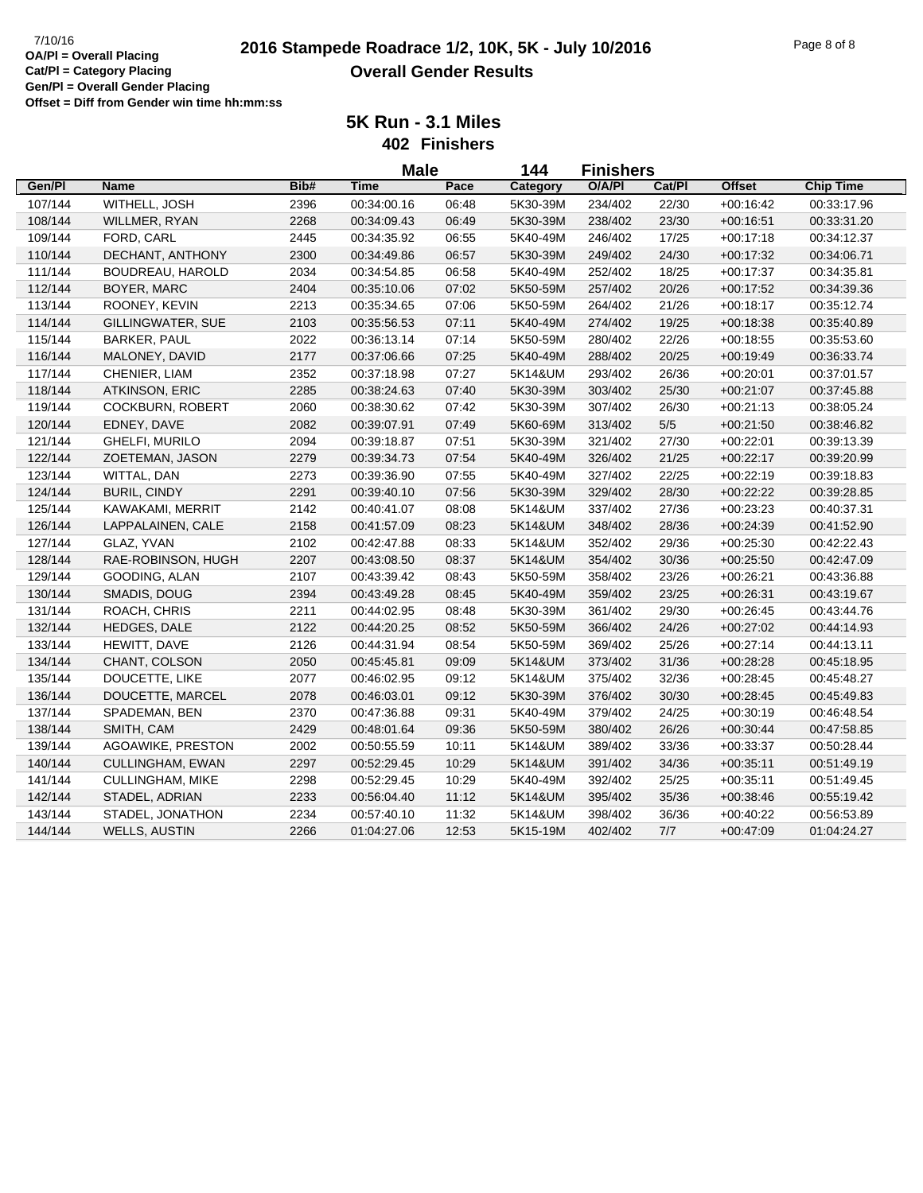**OA/Pl = Overall Placing**
**Cat/Pl = Category Placing**
**Gen/Pl = Overall Gender Placing**
**Offset = Diff from Gender win time hh:mm:ss**

# 2016 Stampede Roadrace 1/2, 10K, 5K - July 10/2016

## Overall Gender Results

### 5K Run - 3.1 Miles

**402 Finishers**

**Male 144 Finishers**

| Gen/Pl | Name | Bib# | Time | Pace | Category | O/A/Pl | Cat/Pl | Offset | Chip Time |
|---|---|---|---|---|---|---|---|---|---|
| 107/144 | WITHELL, JOSH | 2396 | 00:34:00.16 | 06:48 | 5K30-39M | 234/402 | 22/30 | +00:16:42 | 00:33:17.96 |
| 108/144 | WILLMER, RYAN | 2268 | 00:34:09.43 | 06:49 | 5K30-39M | 238/402 | 23/30 | +00:16:51 | 00:33:31.20 |
| 109/144 | FORD, CARL | 2445 | 00:34:35.92 | 06:55 | 5K40-49M | 246/402 | 17/25 | +00:17:18 | 00:34:12.37 |
| 110/144 | DECHANT, ANTHONY | 2300 | 00:34:49.86 | 06:57 | 5K30-39M | 249/402 | 24/30 | +00:17:32 | 00:34:06.71 |
| 111/144 | BOUDREAU, HAROLD | 2034 | 00:34:54.85 | 06:58 | 5K40-49M | 252/402 | 18/25 | +00:17:37 | 00:34:35.81 |
| 112/144 | BOYER, MARC | 2404 | 00:35:10.06 | 07:02 | 5K50-59M | 257/402 | 20/26 | +00:17:52 | 00:34:39.36 |
| 113/144 | ROONEY, KEVIN | 2213 | 00:35:34.65 | 07:06 | 5K50-59M | 264/402 | 21/26 | +00:18:17 | 00:35:12.74 |
| 114/144 | GILLINGWATER, SUE | 2103 | 00:35:56.53 | 07:11 | 5K40-49M | 274/402 | 19/25 | +00:18:38 | 00:35:40.89 |
| 115/144 | BARKER, PAUL | 2022 | 00:36:13.14 | 07:14 | 5K50-59M | 280/402 | 22/26 | +00:18:55 | 00:35:53.60 |
| 116/144 | MALONEY, DAVID | 2177 | 00:37:06.66 | 07:25 | 5K40-49M | 288/402 | 20/25 | +00:19:49 | 00:36:33.74 |
| 117/144 | CHENIER, LIAM | 2352 | 00:37:18.98 | 07:27 | 5K14&UM | 293/402 | 26/36 | +00:20:01 | 00:37:01.57 |
| 118/144 | ATKINSON, ERIC | 2285 | 00:38:24.63 | 07:40 | 5K30-39M | 303/402 | 25/30 | +00:21:07 | 00:37:45.88 |
| 119/144 | COCKBURN, ROBERT | 2060 | 00:38:30.62 | 07:42 | 5K30-39M | 307/402 | 26/30 | +00:21:13 | 00:38:05.24 |
| 120/144 | EDNEY, DAVE | 2082 | 00:39:07.91 | 07:49 | 5K60-69M | 313/402 | 5/5 | +00:21:50 | 00:38:46.82 |
| 121/144 | GHELFI, MURILO | 2094 | 00:39:18.87 | 07:51 | 5K30-39M | 321/402 | 27/30 | +00:22:01 | 00:39:13.39 |
| 122/144 | ZOETEMAN, JASON | 2279 | 00:39:34.73 | 07:54 | 5K40-49M | 326/402 | 21/25 | +00:22:17 | 00:39:20.99 |
| 123/144 | WITTAL, DAN | 2273 | 00:39:36.90 | 07:55 | 5K40-49M | 327/402 | 22/25 | +00:22:19 | 00:39:18.83 |
| 124/144 | BURIL, CINDY | 2291 | 00:39:40.10 | 07:56 | 5K30-39M | 329/402 | 28/30 | +00:22:22 | 00:39:28.85 |
| 125/144 | KAWAKAMI, MERRIT | 2142 | 00:40:41.07 | 08:08 | 5K14&UM | 337/402 | 27/36 | +00:23:23 | 00:40:37.31 |
| 126/144 | LAPPALAINEN, CALE | 2158 | 00:41:57.09 | 08:23 | 5K14&UM | 348/402 | 28/36 | +00:24:39 | 00:41:52.90 |
| 127/144 | GLAZ, YVAN | 2102 | 00:42:47.88 | 08:33 | 5K14&UM | 352/402 | 29/36 | +00:25:30 | 00:42:22.43 |
| 128/144 | RAE-ROBINSON, HUGH | 2207 | 00:43:08.50 | 08:37 | 5K14&UM | 354/402 | 30/36 | +00:25:50 | 00:42:47.09 |
| 129/144 | GOODING, ALAN | 2107 | 00:43:39.42 | 08:43 | 5K50-59M | 358/402 | 23/26 | +00:26:21 | 00:43:36.88 |
| 130/144 | SMADIS, DOUG | 2394 | 00:43:49.28 | 08:45 | 5K40-49M | 359/402 | 23/25 | +00:26:31 | 00:43:19.67 |
| 131/144 | ROACH, CHRIS | 2211 | 00:44:02.95 | 08:48 | 5K30-39M | 361/402 | 29/30 | +00:26:45 | 00:43:44.76 |
| 132/144 | HEDGES, DALE | 2122 | 00:44:20.25 | 08:52 | 5K50-59M | 366/402 | 24/26 | +00:27:02 | 00:44:14.93 |
| 133/144 | HEWITT, DAVE | 2126 | 00:44:31.94 | 08:54 | 5K50-59M | 369/402 | 25/26 | +00:27:14 | 00:44:13.11 |
| 134/144 | CHANT, COLSON | 2050 | 00:45:45.81 | 09:09 | 5K14&UM | 373/402 | 31/36 | +00:28:28 | 00:45:18.95 |
| 135/144 | DOUCETTE, LIKE | 2077 | 00:46:02.95 | 09:12 | 5K14&UM | 375/402 | 32/36 | +00:28:45 | 00:45:48.27 |
| 136/144 | DOUCETTE, MARCEL | 2078 | 00:46:03.01 | 09:12 | 5K30-39M | 376/402 | 30/30 | +00:28:45 | 00:45:49.83 |
| 137/144 | SPADEMAN, BEN | 2370 | 00:47:36.88 | 09:31 | 5K40-49M | 379/402 | 24/25 | +00:30:19 | 00:46:48.54 |
| 138/144 | SMITH, CAM | 2429 | 00:48:01.64 | 09:36 | 5K50-59M | 380/402 | 26/26 | +00:30:44 | 00:47:58.85 |
| 139/144 | AGOAWIKE, PRESTON | 2002 | 00:50:55.59 | 10:11 | 5K14&UM | 389/402 | 33/36 | +00:33:37 | 00:50:28.44 |
| 140/144 | CULLINGHAM, EWAN | 2297 | 00:52:29.45 | 10:29 | 5K14&UM | 391/402 | 34/36 | +00:35:11 | 00:51:49.19 |
| 141/144 | CULLINGHAM, MIKE | 2298 | 00:52:29.45 | 10:29 | 5K40-49M | 392/402 | 25/25 | +00:35:11 | 00:51:49.45 |
| 142/144 | STADEL, ADRIAN | 2233 | 00:56:04.40 | 11:12 | 5K14&UM | 395/402 | 35/36 | +00:38:46 | 00:55:19.42 |
| 143/144 | STADEL, JONATHON | 2234 | 00:57:40.10 | 11:32 | 5K14&UM | 398/402 | 36/36 | +00:40:22 | 00:56:53.89 |
| 144/144 | WELLS, AUSTIN | 2266 | 01:04:27.06 | 12:53 | 5K15-19M | 402/402 | 7/7 | +00:47:09 | 01:04:24.27 |